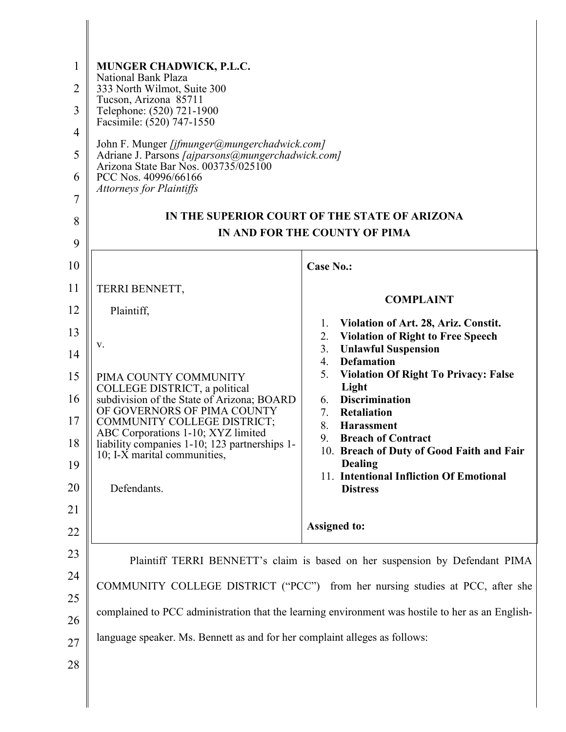**MUNGER CHADWICK, P.L.C.**
National Bank Plaza
333 North Wilmot, Suite 300
Tucson, Arizona 85711
Telephone: (520) 721-1900
Facsimile: (520) 747-1550

John F. Munger *[jfmunger@mungerchadwick.com]*
Adriane J. Parsons *[ajparsons@mungerchadwick.com]*
Arizona State Bar Nos. 003735/025100
PCC Nos. 40996/66166
*Attorneys for Plaintiffs*

**IN THE SUPERIOR COURT OF THE STATE OF ARIZONA**
**IN AND FOR THE COUNTY OF PIMA**

| | |
|---|---|
| TERRI BENNETT,<br><br>Plaintiff,<br><br>v.<br><br>PIMA COUNTY COMMUNITY COLLEGE DISTRICT, a political subdivision of the State of Arizona; BOARD OF GOVERNORS OF PIMA COUNTY COMMUNITY COLLEGE DISTRICT; ABC Corporations 1-10; XYZ limited liability companies 1-10; 123 partnerships 1-10; I-X marital communities,<br><br>Defendants. | **Case No.:**<br><br>**COMPLAINT**<br><br>1. **Violation of Art. 28, Ariz. Constit.**<br>2. **Violation of Right to Free Speech**<br>3. **Unlawful Suspension**<br>4. **Defamation**<br>5. **Violation Of Right To Privacy: False Light**<br>6. **Discrimination**<br>7. **Retaliation**<br>8. **Harassment**<br>9. **Breach of Contract**<br>10. **Breach of Duty of Good Faith and Fair Dealing**<br>11. **Intentional Infliction Of Emotional Distress**<br><br>**Assigned to:** |

Plaintiff TERRI BENNETT's claim is based on her suspension by Defendant PIMA COMMUNITY COLLEGE DISTRICT ("PCC") from her nursing studies at PCC, after she complained to PCC administration that the learning environment was hostile to her as an English-language speaker. Ms. Bennett as and for her complaint alleges as follows: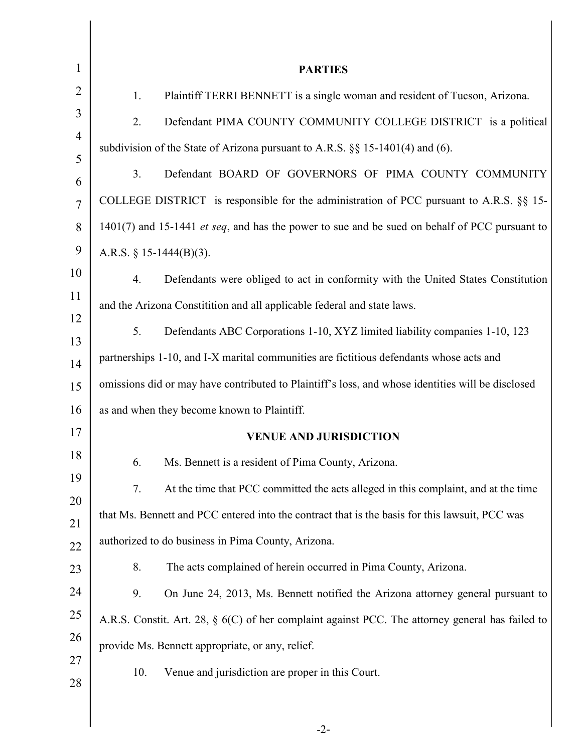## PARTIES

1. Plaintiff TERRI BENNETT is a single woman and resident of Tucson, Arizona.

2. Defendant PIMA COUNTY COMMUNITY COLLEGE DISTRICT is a political subdivision of the State of Arizona pursuant to A.R.S. §§ 15-1401(4) and (6).

3. Defendant BOARD OF GOVERNORS OF PIMA COUNTY COMMUNITY COLLEGE DISTRICT is responsible for the administration of PCC pursuant to A.R.S. §§ 15-1401(7) and 15-1441 *et seq*, and has the power to sue and be sued on behalf of PCC pursuant to A.R.S. § 15-1444(B)(3).

4. Defendants were obliged to act in conformity with the United States Constitution and the Arizona Constitition and all applicable federal and state laws.

5. Defendants ABC Corporations 1-10, XYZ limited liability companies 1-10, 123 partnerships 1-10, and I-X marital communities are fictitious defendants whose acts and omissions did or may have contributed to Plaintiff's loss, and whose identities will be disclosed as and when they become known to Plaintiff.

## VENUE AND JURISDICTION

6. Ms. Bennett is a resident of Pima County, Arizona.

7. At the time that PCC committed the acts alleged in this complaint, and at the time that Ms. Bennett and PCC entered into the contract that is the basis for this lawsuit, PCC was authorized to do business in Pima County, Arizona.

8. The acts complained of herein occurred in Pima County, Arizona.

9. On June 24, 2013, Ms. Bennett notified the Arizona attorney general pursuant to A.R.S. Constit. Art. 28, § 6(C) of her complaint against PCC. The attorney general has failed to provide Ms. Bennett appropriate, or any, relief.

10. Venue and jurisdiction are proper in this Court.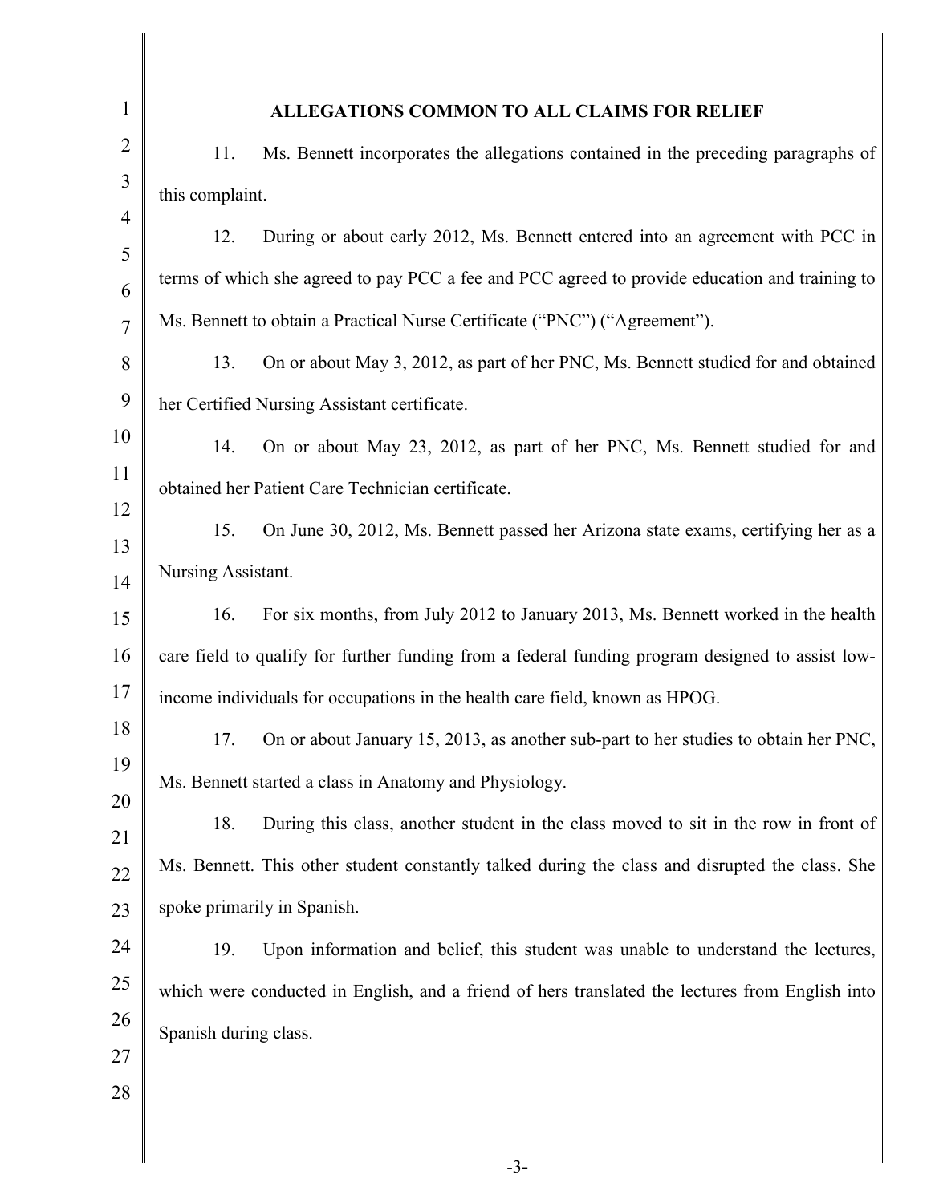## ALLEGATIONS COMMON TO ALL CLAIMS FOR RELIEF

11. Ms. Bennett incorporates the allegations contained in the preceding paragraphs of this complaint.

12. During or about early 2012, Ms. Bennett entered into an agreement with PCC in terms of which she agreed to pay PCC a fee and PCC agreed to provide education and training to Ms. Bennett to obtain a Practical Nurse Certificate ("PNC") ("Agreement").

13. On or about May 3, 2012, as part of her PNC, Ms. Bennett studied for and obtained her Certified Nursing Assistant certificate.

14. On or about May 23, 2012, as part of her PNC, Ms. Bennett studied for and obtained her Patient Care Technician certificate.

15. On June 30, 2012, Ms. Bennett passed her Arizona state exams, certifying her as a Nursing Assistant.

16. For six months, from July 2012 to January 2013, Ms. Bennett worked in the health care field to qualify for further funding from a federal funding program designed to assist low-income individuals for occupations in the health care field, known as HPOG.

17. On or about January 15, 2013, as another sub-part to her studies to obtain her PNC, Ms. Bennett started a class in Anatomy and Physiology.

18. During this class, another student in the class moved to sit in the row in front of Ms. Bennett. This other student constantly talked during the class and disrupted the class. She spoke primarily in Spanish.

19. Upon information and belief, this student was unable to understand the lectures, which were conducted in English, and a friend of hers translated the lectures from English into Spanish during class.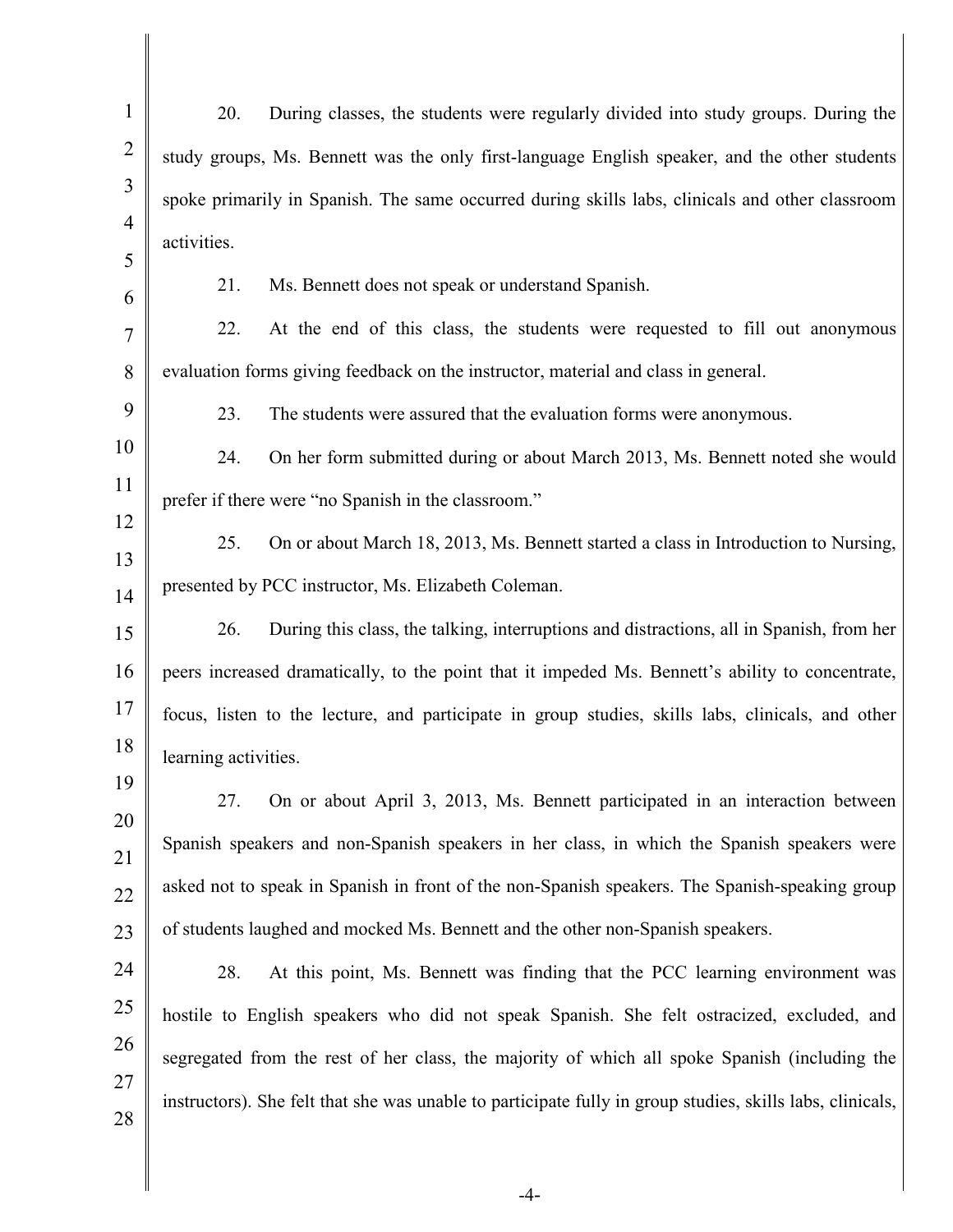20. During classes, the students were regularly divided into study groups. During the study groups, Ms. Bennett was the only first-language English speaker, and the other students spoke primarily in Spanish. The same occurred during skills labs, clinicals and other classroom activities.

21. Ms. Bennett does not speak or understand Spanish.

22. At the end of this class, the students were requested to fill out anonymous evaluation forms giving feedback on the instructor, material and class in general.

23. The students were assured that the evaluation forms were anonymous.

24. On her form submitted during or about March 2013, Ms. Bennett noted she would prefer if there were "no Spanish in the classroom."

25. On or about March 18, 2013, Ms. Bennett started a class in Introduction to Nursing, presented by PCC instructor, Ms. Elizabeth Coleman.

26. During this class, the talking, interruptions and distractions, all in Spanish, from her peers increased dramatically, to the point that it impeded Ms. Bennett's ability to concentrate, focus, listen to the lecture, and participate in group studies, skills labs, clinicals, and other learning activities.

27. On or about April 3, 2013, Ms. Bennett participated in an interaction between Spanish speakers and non-Spanish speakers in her class, in which the Spanish speakers were asked not to speak in Spanish in front of the non-Spanish speakers. The Spanish-speaking group of students laughed and mocked Ms. Bennett and the other non-Spanish speakers.

28. At this point, Ms. Bennett was finding that the PCC learning environment was hostile to English speakers who did not speak Spanish. She felt ostracized, excluded, and segregated from the rest of her class, the majority of which all spoke Spanish (including the instructors). She felt that she was unable to participate fully in group studies, skills labs, clinicals,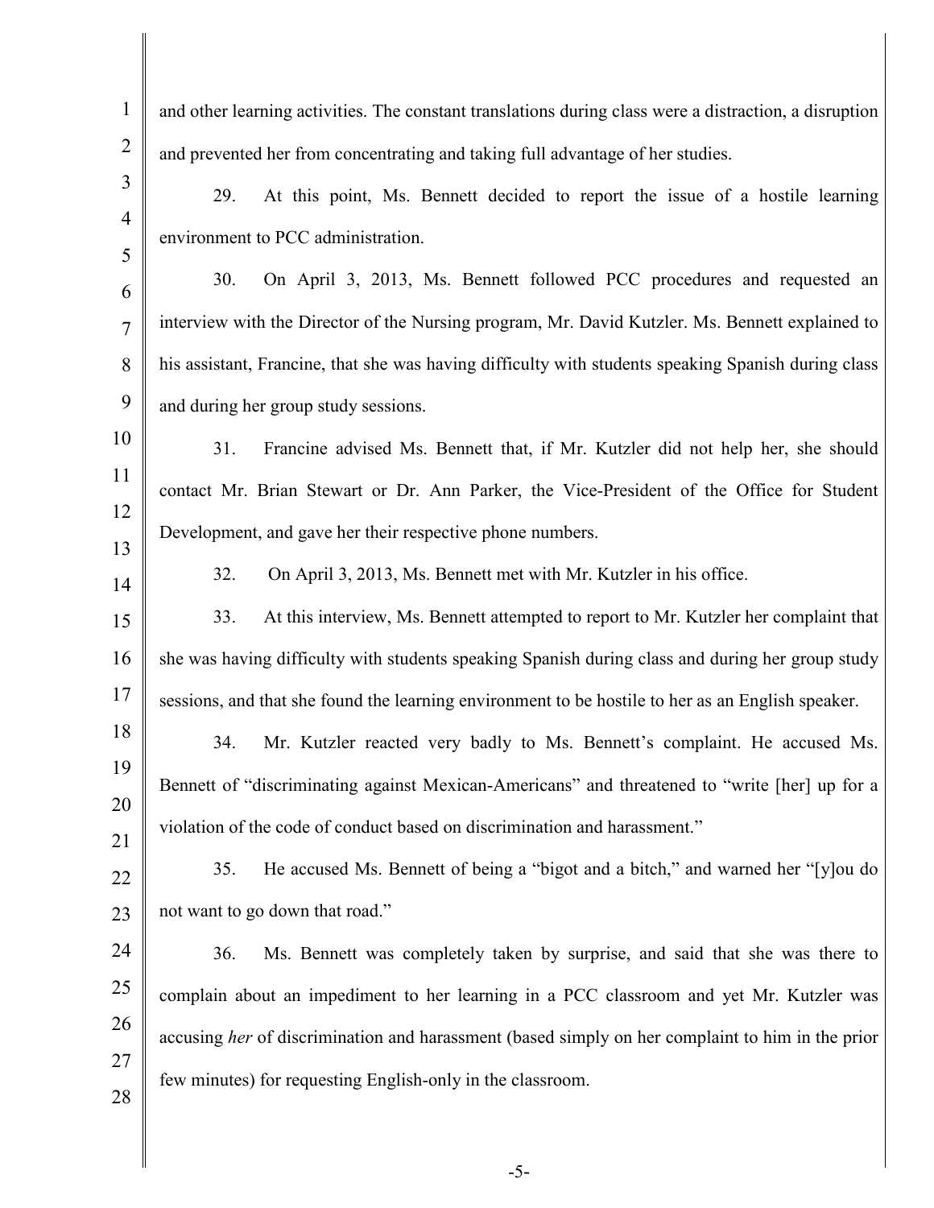and other learning activities. The constant translations during class were a distraction, a disruption and prevented her from concentrating and taking full advantage of her studies.

29. At this point, Ms. Bennett decided to report the issue of a hostile learning environment to PCC administration.

30. On April 3, 2013, Ms. Bennett followed PCC procedures and requested an interview with the Director of the Nursing program, Mr. David Kutzler. Ms. Bennett explained to his assistant, Francine, that she was having difficulty with students speaking Spanish during class and during her group study sessions.

31. Francine advised Ms. Bennett that, if Mr. Kutzler did not help her, she should contact Mr. Brian Stewart or Dr. Ann Parker, the Vice-President of the Office for Student Development, and gave her their respective phone numbers.

32. On April 3, 2013, Ms. Bennett met with Mr. Kutzler in his office.

33. At this interview, Ms. Bennett attempted to report to Mr. Kutzler her complaint that she was having difficulty with students speaking Spanish during class and during her group study sessions, and that she found the learning environment to be hostile to her as an English speaker.

34. Mr. Kutzler reacted very badly to Ms. Bennett's complaint. He accused Ms. Bennett of "discriminating against Mexican-Americans" and threatened to "write [her] up for a violation of the code of conduct based on discrimination and harassment."

35. He accused Ms. Bennett of being a "bigot and a bitch," and warned her "[y]ou do not want to go down that road."

36. Ms. Bennett was completely taken by surprise, and said that she was there to complain about an impediment to her learning in a PCC classroom and yet Mr. Kutzler was accusing *her* of discrimination and harassment (based simply on her complaint to him in the prior few minutes) for requesting English-only in the classroom.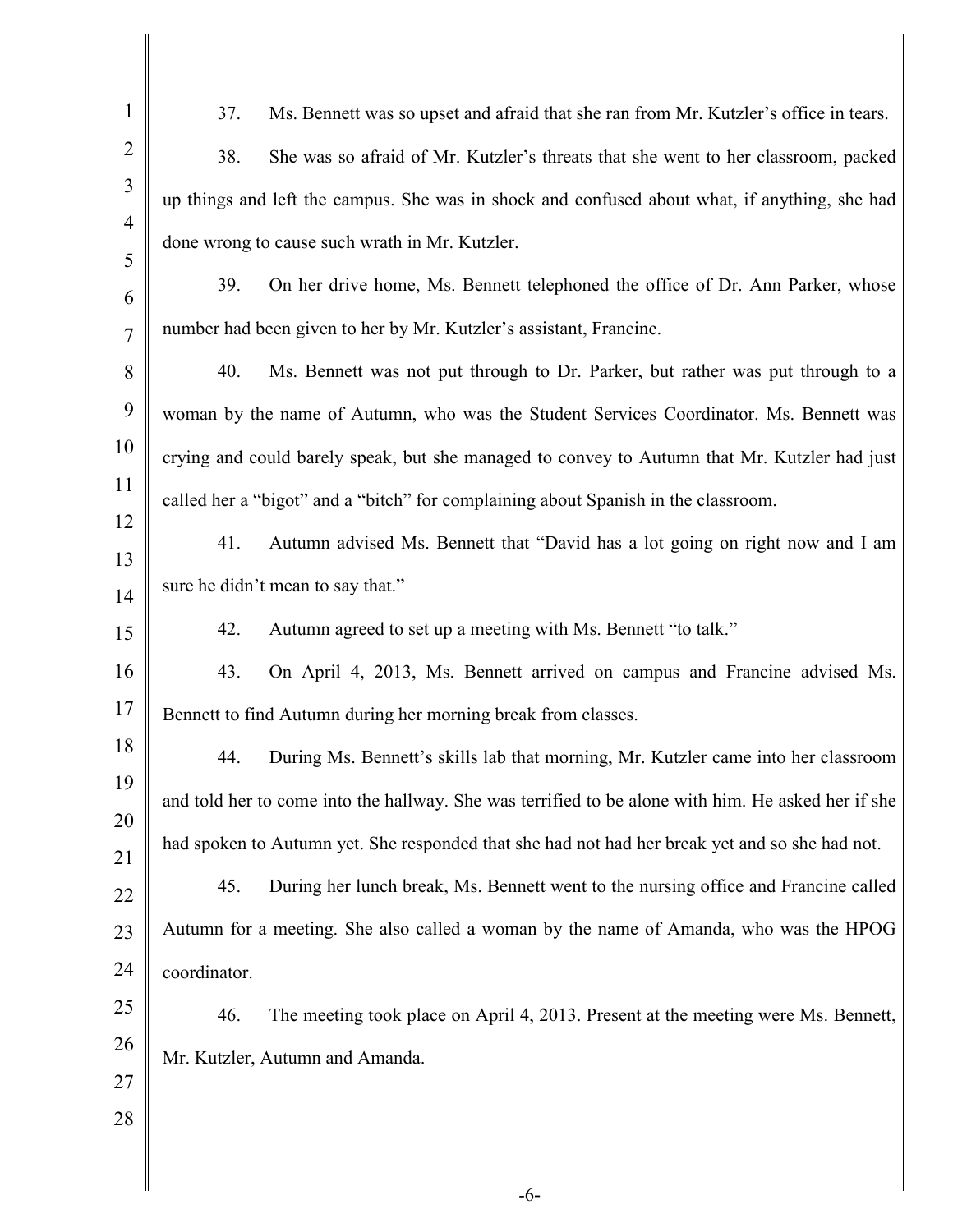37. Ms. Bennett was so upset and afraid that she ran from Mr. Kutzler's office in tears.

38. She was so afraid of Mr. Kutzler's threats that she went to her classroom, packed up things and left the campus. She was in shock and confused about what, if anything, she had done wrong to cause such wrath in Mr. Kutzler.

39. On her drive home, Ms. Bennett telephoned the office of Dr. Ann Parker, whose number had been given to her by Mr. Kutzler's assistant, Francine.

40. Ms. Bennett was not put through to Dr. Parker, but rather was put through to a woman by the name of Autumn, who was the Student Services Coordinator. Ms. Bennett was crying and could barely speak, but she managed to convey to Autumn that Mr. Kutzler had just called her a "bigot" and a "bitch" for complaining about Spanish in the classroom.

41. Autumn advised Ms. Bennett that "David has a lot going on right now and I am sure he didn't mean to say that."

42. Autumn agreed to set up a meeting with Ms. Bennett "to talk."

43. On April 4, 2013, Ms. Bennett arrived on campus and Francine advised Ms. Bennett to find Autumn during her morning break from classes.

44. During Ms. Bennett's skills lab that morning, Mr. Kutzler came into her classroom and told her to come into the hallway. She was terrified to be alone with him. He asked her if she had spoken to Autumn yet. She responded that she had not had her break yet and so she had not.

45. During her lunch break, Ms. Bennett went to the nursing office and Francine called Autumn for a meeting. She also called a woman by the name of Amanda, who was the HPOG coordinator.

46. The meeting took place on April 4, 2013. Present at the meeting were Ms. Bennett, Mr. Kutzler, Autumn and Amanda.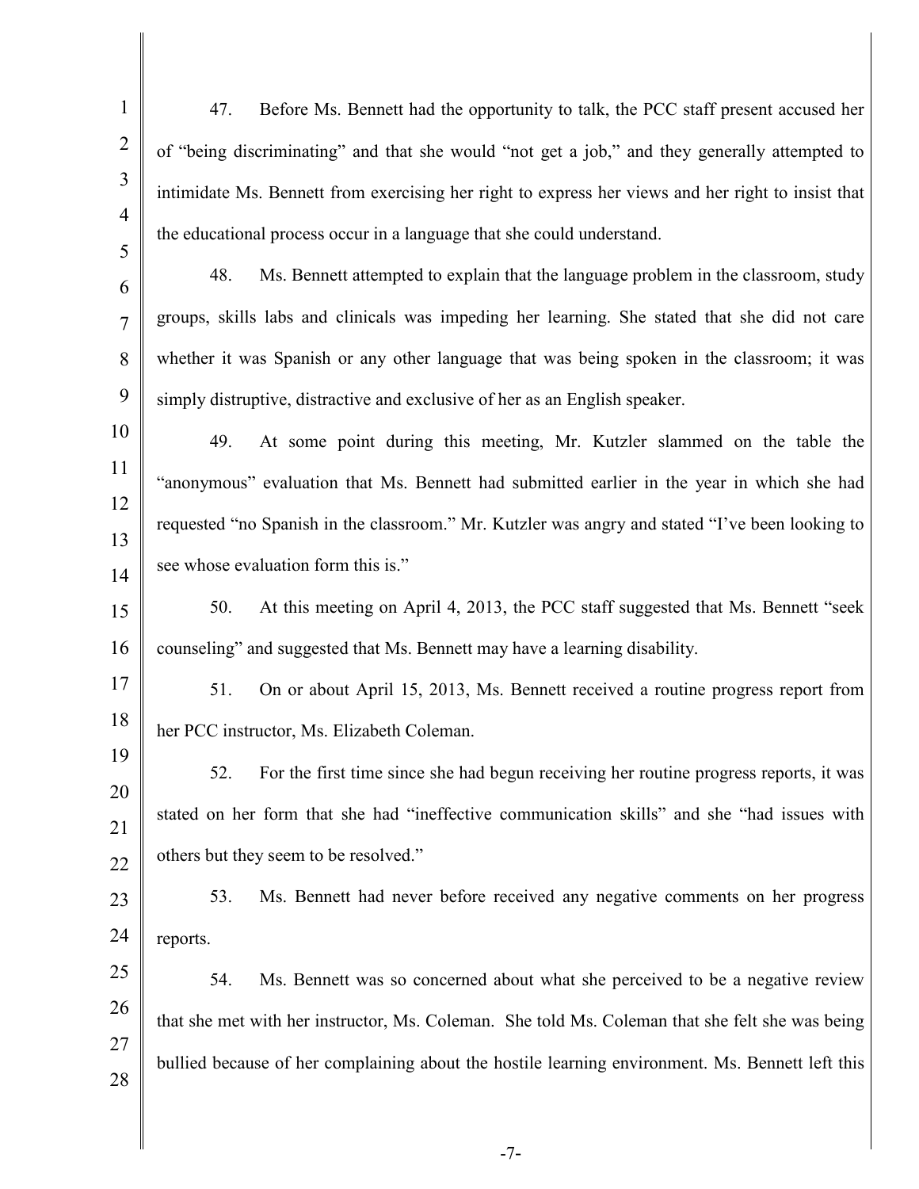47. Before Ms. Bennett had the opportunity to talk, the PCC staff present accused her of "being discriminating" and that she would "not get a job," and they generally attempted to intimidate Ms. Bennett from exercising her right to express her views and her right to insist that the educational process occur in a language that she could understand.

48. Ms. Bennett attempted to explain that the language problem in the classroom, study groups, skills labs and clinicals was impeding her learning. She stated that she did not care whether it was Spanish or any other language that was being spoken in the classroom; it was simply distruptive, distractive and exclusive of her as an English speaker.

49. At some point during this meeting, Mr. Kutzler slammed on the table the "anonymous" evaluation that Ms. Bennett had submitted earlier in the year in which she had requested "no Spanish in the classroom." Mr. Kutzler was angry and stated "I've been looking to see whose evaluation form this is."

50. At this meeting on April 4, 2013, the PCC staff suggested that Ms. Bennett "seek counseling" and suggested that Ms. Bennett may have a learning disability.

51. On or about April 15, 2013, Ms. Bennett received a routine progress report from her PCC instructor, Ms. Elizabeth Coleman.

52. For the first time since she had begun receiving her routine progress reports, it was stated on her form that she had "ineffective communication skills" and she "had issues with others but they seem to be resolved."

53. Ms. Bennett had never before received any negative comments on her progress reports.

54. Ms. Bennett was so concerned about what she perceived to be a negative review that she met with her instructor, Ms. Coleman. She told Ms. Coleman that she felt she was being bullied because of her complaining about the hostile learning environment. Ms. Bennett left this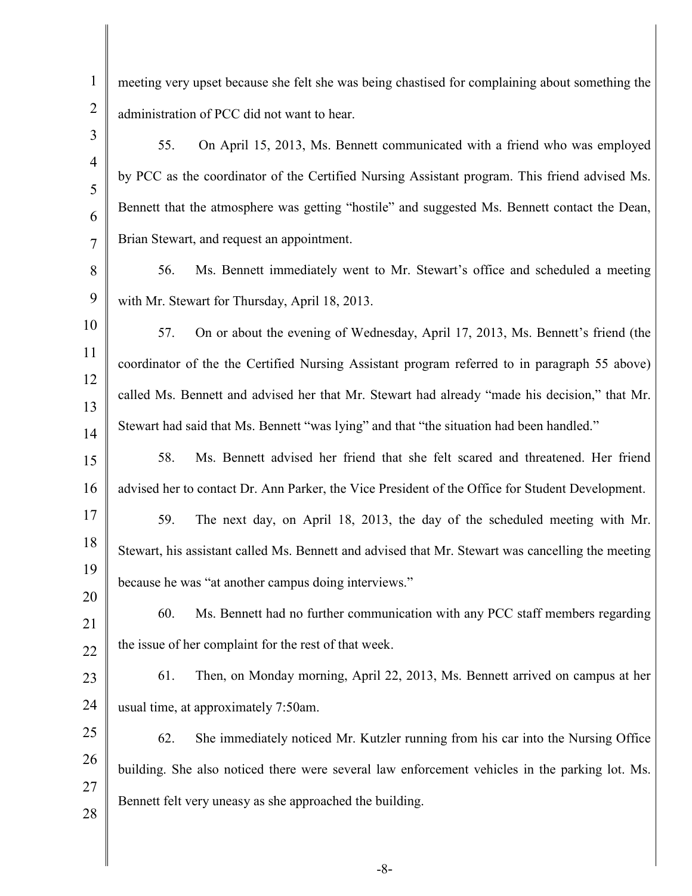meeting very upset because she felt she was being chastised for complaining about something the administration of PCC did not want to hear.

55. On April 15, 2013, Ms. Bennett communicated with a friend who was employed by PCC as the coordinator of the Certified Nursing Assistant program. This friend advised Ms. Bennett that the atmosphere was getting "hostile" and suggested Ms. Bennett contact the Dean, Brian Stewart, and request an appointment.

56. Ms. Bennett immediately went to Mr. Stewart's office and scheduled a meeting with Mr. Stewart for Thursday, April 18, 2013.

57. On or about the evening of Wednesday, April 17, 2013, Ms. Bennett's friend (the coordinator of the the Certified Nursing Assistant program referred to in paragraph 55 above) called Ms. Bennett and advised her that Mr. Stewart had already "made his decision," that Mr. Stewart had said that Ms. Bennett "was lying" and that "the situation had been handled."

58. Ms. Bennett advised her friend that she felt scared and threatened. Her friend advised her to contact Dr. Ann Parker, the Vice President of the Office for Student Development.

59. The next day, on April 18, 2013, the day of the scheduled meeting with Mr. Stewart, his assistant called Ms. Bennett and advised that Mr. Stewart was cancelling the meeting because he was "at another campus doing interviews."

60. Ms. Bennett had no further communication with any PCC staff members regarding the issue of her complaint for the rest of that week.

61. Then, on Monday morning, April 22, 2013, Ms. Bennett arrived on campus at her usual time, at approximately 7:50am.

62. She immediately noticed Mr. Kutzler running from his car into the Nursing Office building. She also noticed there were several law enforcement vehicles in the parking lot. Ms. Bennett felt very uneasy as she approached the building.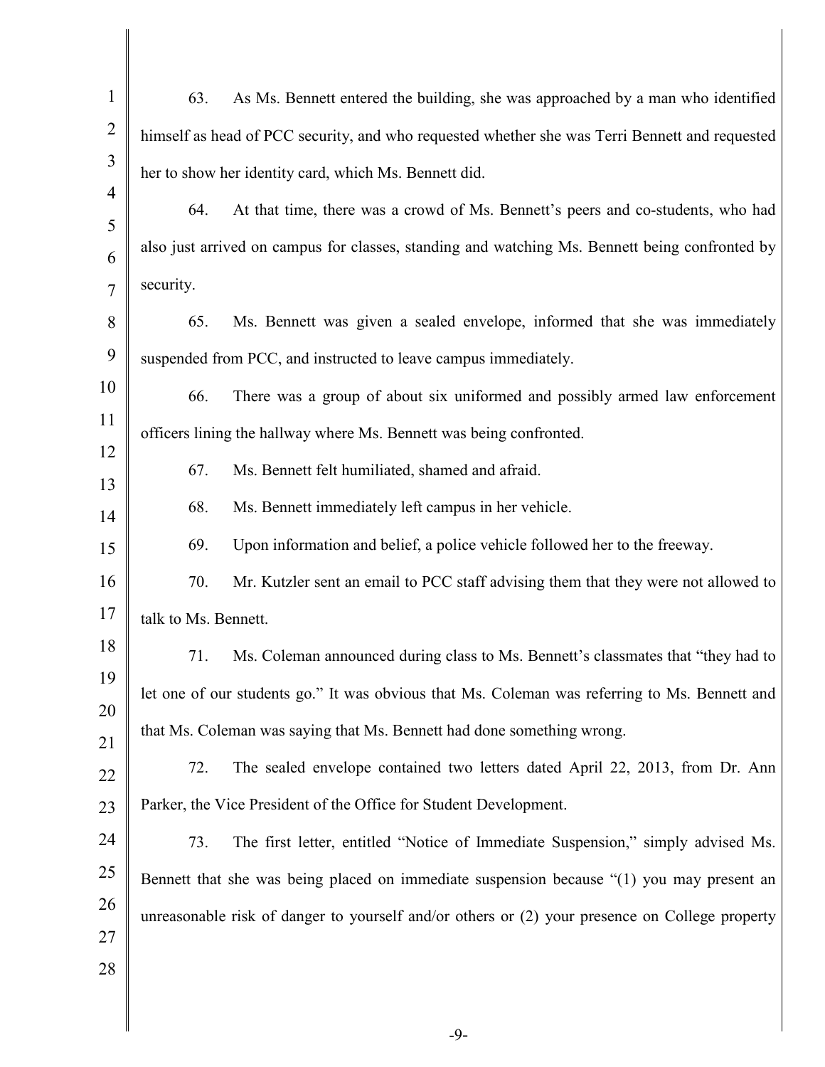63. As Ms. Bennett entered the building, she was approached by a man who identified himself as head of PCC security, and who requested whether she was Terri Bennett and requested her to show her identity card, which Ms. Bennett did.

64. At that time, there was a crowd of Ms. Bennett's peers and co-students, who had also just arrived on campus for classes, standing and watching Ms. Bennett being confronted by security.

65. Ms. Bennett was given a sealed envelope, informed that she was immediately suspended from PCC, and instructed to leave campus immediately.

66. There was a group of about six uniformed and possibly armed law enforcement officers lining the hallway where Ms. Bennett was being confronted.

67. Ms. Bennett felt humiliated, shamed and afraid.

68. Ms. Bennett immediately left campus in her vehicle.

69. Upon information and belief, a police vehicle followed her to the freeway.

70. Mr. Kutzler sent an email to PCC staff advising them that they were not allowed to talk to Ms. Bennett.

71. Ms. Coleman announced during class to Ms. Bennett's classmates that "they had to let one of our students go." It was obvious that Ms. Coleman was referring to Ms. Bennett and that Ms. Coleman was saying that Ms. Bennett had done something wrong.

72. The sealed envelope contained two letters dated April 22, 2013, from Dr. Ann Parker, the Vice President of the Office for Student Development.

73. The first letter, entitled "Notice of Immediate Suspension," simply advised Ms. Bennett that she was being placed on immediate suspension because "(1) you may present an unreasonable risk of danger to yourself and/or others or (2) your presence on College property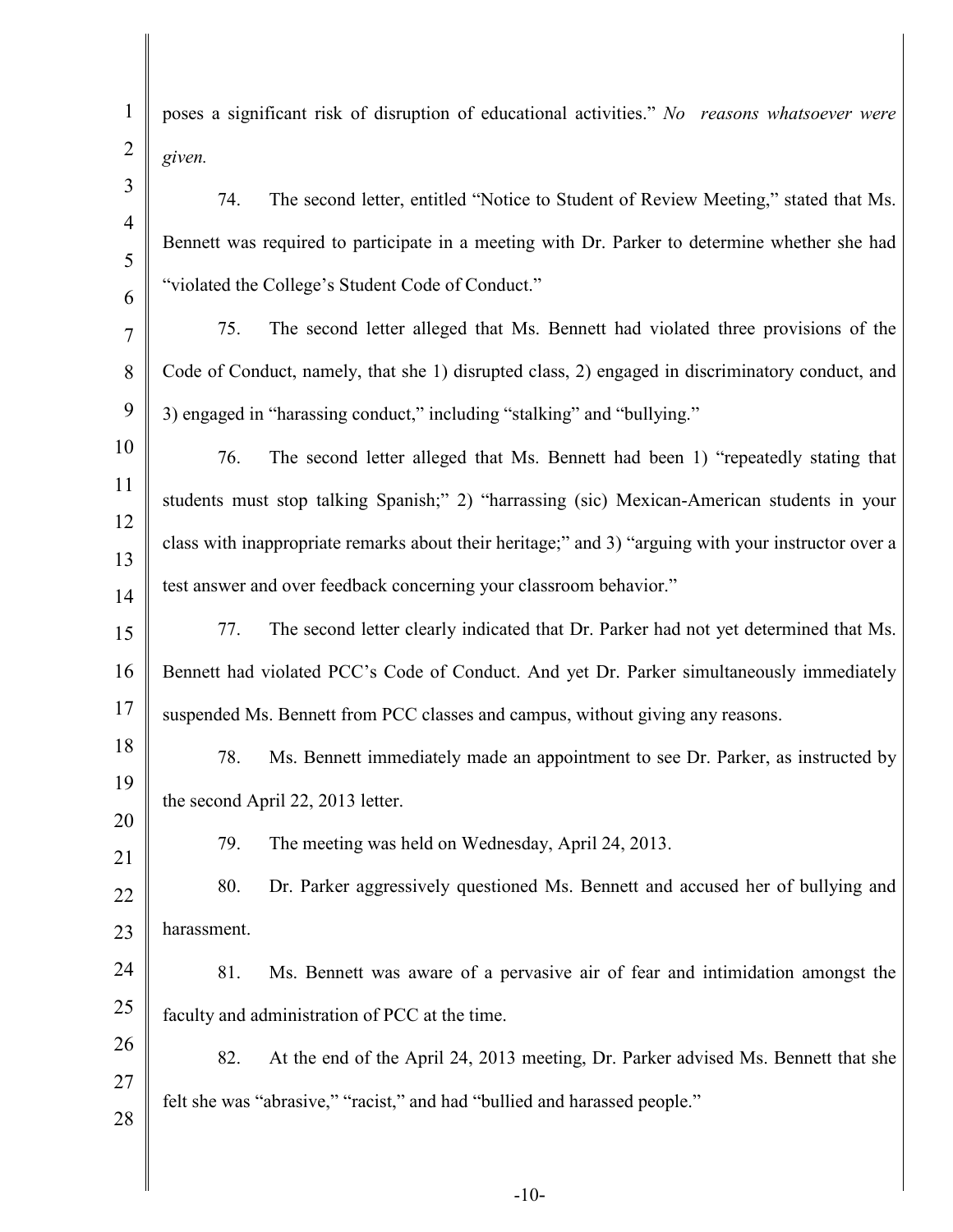poses a significant risk of disruption of educational activities." *No reasons whatsoever were given.*

74. The second letter, entitled "Notice to Student of Review Meeting," stated that Ms. Bennett was required to participate in a meeting with Dr. Parker to determine whether she had "violated the College's Student Code of Conduct."

75. The second letter alleged that Ms. Bennett had violated three provisions of the Code of Conduct, namely, that she 1) disrupted class, 2) engaged in discriminatory conduct, and 3) engaged in "harassing conduct," including "stalking" and "bullying."

76. The second letter alleged that Ms. Bennett had been 1) "repeatedly stating that students must stop talking Spanish;" 2) "harrassing (sic) Mexican-American students in your class with inappropriate remarks about their heritage;" and 3) "arguing with your instructor over a test answer and over feedback concerning your classroom behavior."

77. The second letter clearly indicated that Dr. Parker had not yet determined that Ms. Bennett had violated PCC's Code of Conduct. And yet Dr. Parker simultaneously immediately suspended Ms. Bennett from PCC classes and campus, without giving any reasons.

78. Ms. Bennett immediately made an appointment to see Dr. Parker, as instructed by the second April 22, 2013 letter.

79. The meeting was held on Wednesday, April 24, 2013.

80. Dr. Parker aggressively questioned Ms. Bennett and accused her of bullying and harassment.

81. Ms. Bennett was aware of a pervasive air of fear and intimidation amongst the faculty and administration of PCC at the time.

82. At the end of the April 24, 2013 meeting, Dr. Parker advised Ms. Bennett that she felt she was "abrasive," "racist," and had "bullied and harassed people."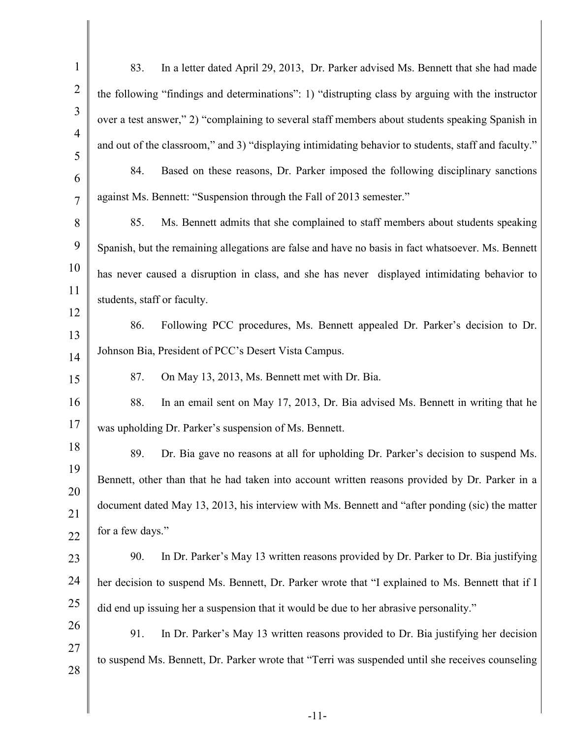83. In a letter dated April 29, 2013, Dr. Parker advised Ms. Bennett that she had made the following "findings and determinations": 1) "distrupting class by arguing with the instructor over a test answer," 2) "complaining to several staff members about students speaking Spanish in and out of the classroom," and 3) "displaying intimidating behavior to students, staff and faculty."

84. Based on these reasons, Dr. Parker imposed the following disciplinary sanctions against Ms. Bennett: "Suspension through the Fall of 2013 semester."

85. Ms. Bennett admits that she complained to staff members about students speaking Spanish, but the remaining allegations are false and have no basis in fact whatsoever. Ms. Bennett has never caused a disruption in class, and she has never displayed intimidating behavior to students, staff or faculty.

86. Following PCC procedures, Ms. Bennett appealed Dr. Parker's decision to Dr. Johnson Bia, President of PCC's Desert Vista Campus.

87. On May 13, 2013, Ms. Bennett met with Dr. Bia.

88. In an email sent on May 17, 2013, Dr. Bia advised Ms. Bennett in writing that he was upholding Dr. Parker's suspension of Ms. Bennett.

89. Dr. Bia gave no reasons at all for upholding Dr. Parker's decision to suspend Ms. Bennett, other than that he had taken into account written reasons provided by Dr. Parker in a document dated May 13, 2013, his interview with Ms. Bennett and "after ponding (sic) the matter for a few days."

90. In Dr. Parker's May 13 written reasons provided by Dr. Parker to Dr. Bia justifying her decision to suspend Ms. Bennett, Dr. Parker wrote that "I explained to Ms. Bennett that if I did end up issuing her a suspension that it would be due to her abrasive personality."

91. In Dr. Parker's May 13 written reasons provided to Dr. Bia justifying her decision to suspend Ms. Bennett, Dr. Parker wrote that "Terri was suspended until she receives counseling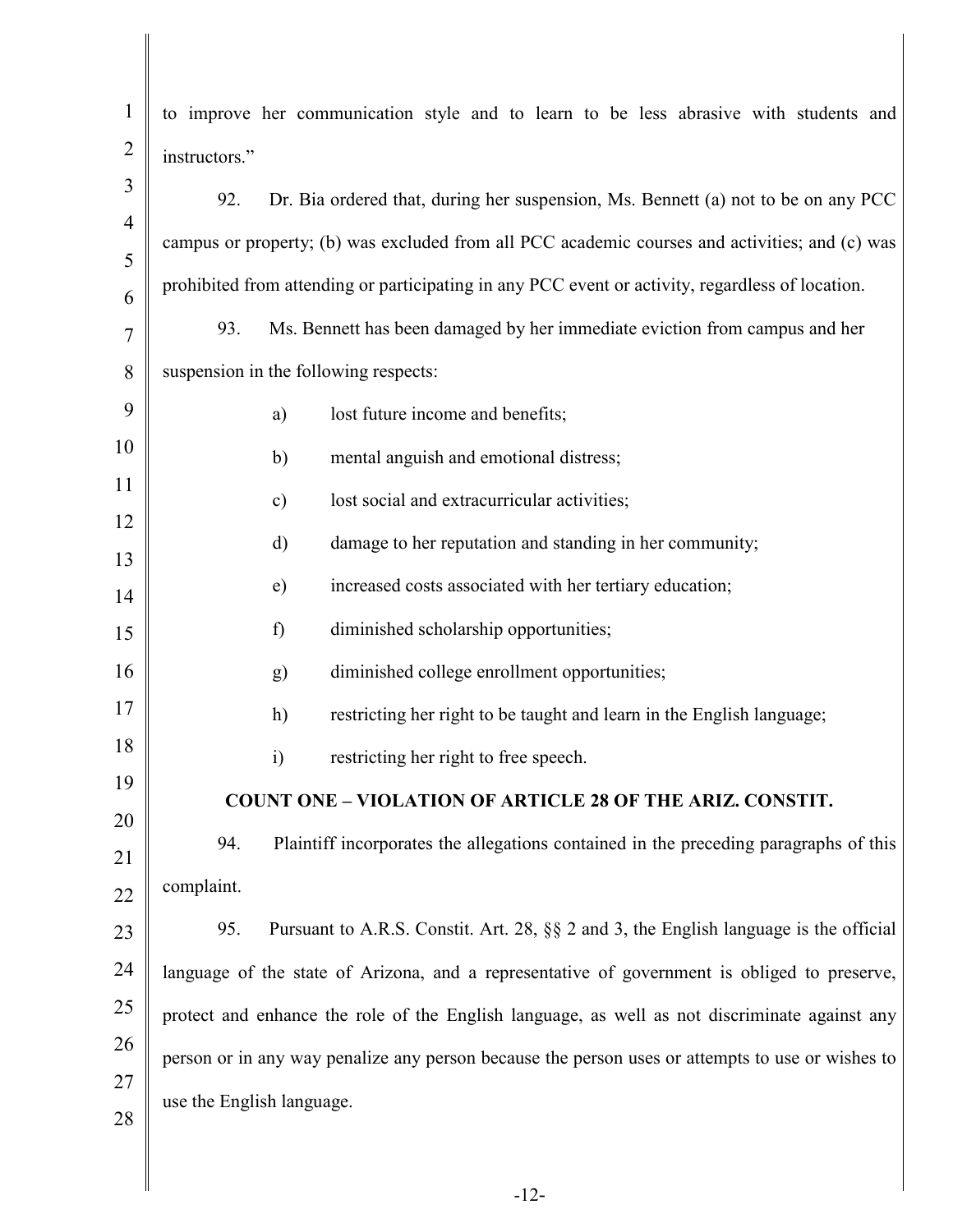to improve her communication style and to learn to be less abrasive with students and instructors."

92. Dr. Bia ordered that, during her suspension, Ms. Bennett (a) not to be on any PCC campus or property; (b) was excluded from all PCC academic courses and activities; and (c) was prohibited from attending or participating in any PCC event or activity, regardless of location.

93. Ms. Bennett has been damaged by her immediate eviction from campus and her suspension in the following respects:

a) lost future income and benefits;

b) mental anguish and emotional distress;

c) lost social and extracurricular activities;

d) damage to her reputation and standing in her community;

e) increased costs associated with her tertiary education;

f) diminished scholarship opportunities;

g) diminished college enrollment opportunities;

h) restricting her right to be taught and learn in the English language;

i) restricting her right to free speech.

**COUNT ONE – VIOLATION OF ARTICLE 28 OF THE ARIZ. CONSTIT.**

94. Plaintiff incorporates the allegations contained in the preceding paragraphs of this complaint.

95. Pursuant to A.R.S. Constit. Art. 28, §§ 2 and 3, the English language is the official language of the state of Arizona, and a representative of government is obliged to preserve, protect and enhance the role of the English language, as well as not discriminate against any person or in any way penalize any person because the person uses or attempts to use or wishes to use the English language.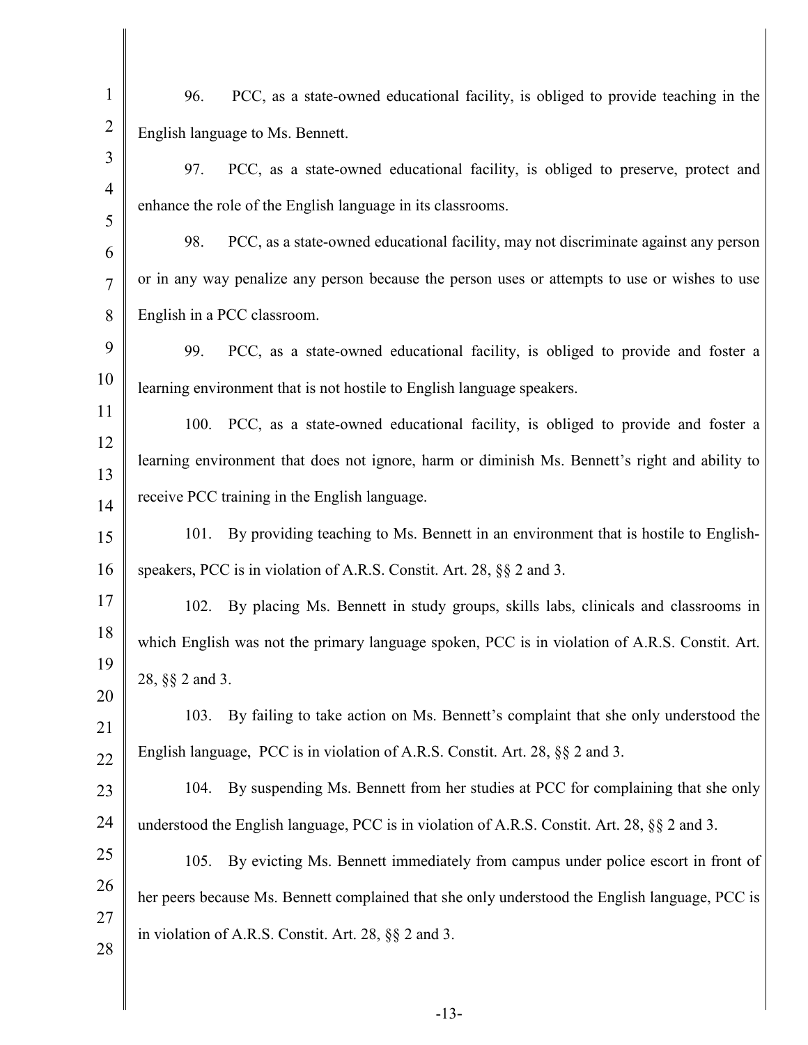96. PCC, as a state-owned educational facility, is obliged to provide teaching in the English language to Ms. Bennett.

97. PCC, as a state-owned educational facility, is obliged to preserve, protect and enhance the role of the English language in its classrooms.

98. PCC, as a state-owned educational facility, may not discriminate against any person or in any way penalize any person because the person uses or attempts to use or wishes to use English in a PCC classroom.

99. PCC, as a state-owned educational facility, is obliged to provide and foster a learning environment that is not hostile to English language speakers.

100. PCC, as a state-owned educational facility, is obliged to provide and foster a learning environment that does not ignore, harm or diminish Ms. Bennett's right and ability to receive PCC training in the English language.

101. By providing teaching to Ms. Bennett in an environment that is hostile to English-speakers, PCC is in violation of A.R.S. Constit. Art. 28, §§ 2 and 3.

102. By placing Ms. Bennett in study groups, skills labs, clinicals and classrooms in which English was not the primary language spoken, PCC is in violation of A.R.S. Constit. Art. 28, §§ 2 and 3.

103. By failing to take action on Ms. Bennett's complaint that she only understood the English language, PCC is in violation of A.R.S. Constit. Art. 28, §§ 2 and 3.

104. By suspending Ms. Bennett from her studies at PCC for complaining that she only understood the English language, PCC is in violation of A.R.S. Constit. Art. 28, §§ 2 and 3.

105. By evicting Ms. Bennett immediately from campus under police escort in front of her peers because Ms. Bennett complained that she only understood the English language, PCC is in violation of A.R.S. Constit. Art. 28, §§ 2 and 3.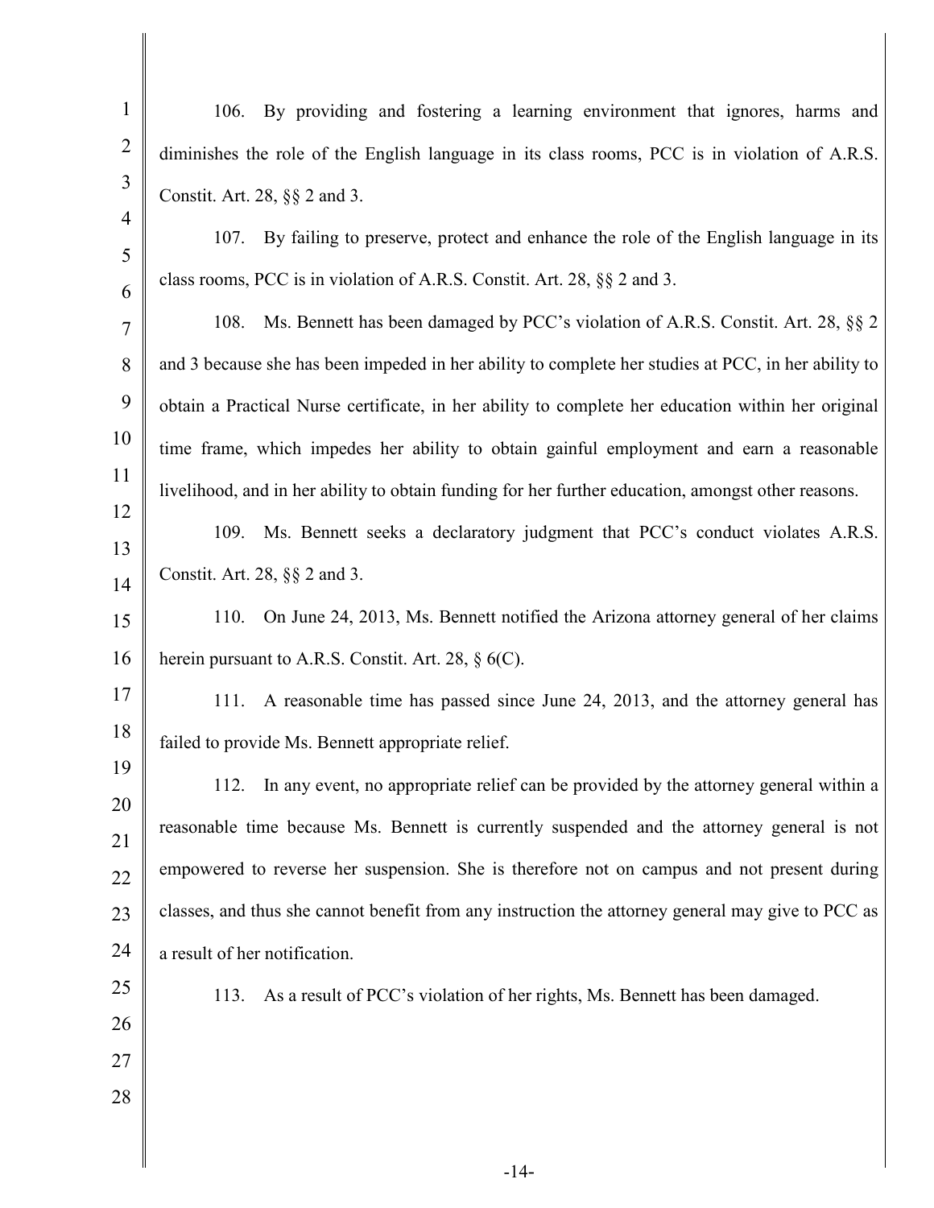106. By providing and fostering a learning environment that ignores, harms and diminishes the role of the English language in its class rooms, PCC is in violation of A.R.S. Constit. Art. 28, §§ 2 and 3.

107. By failing to preserve, protect and enhance the role of the English language in its class rooms, PCC is in violation of A.R.S. Constit. Art. 28, §§ 2 and 3.

108. Ms. Bennett has been damaged by PCC's violation of A.R.S. Constit. Art. 28, §§ 2 and 3 because she has been impeded in her ability to complete her studies at PCC, in her ability to obtain a Practical Nurse certificate, in her ability to complete her education within her original time frame, which impedes her ability to obtain gainful employment and earn a reasonable livelihood, and in her ability to obtain funding for her further education, amongst other reasons.

109. Ms. Bennett seeks a declaratory judgment that PCC's conduct violates A.R.S. Constit. Art. 28, §§ 2 and 3.

110. On June 24, 2013, Ms. Bennett notified the Arizona attorney general of her claims herein pursuant to A.R.S. Constit. Art. 28, § 6(C).

111. A reasonable time has passed since June 24, 2013, and the attorney general has failed to provide Ms. Bennett appropriate relief.

112. In any event, no appropriate relief can be provided by the attorney general within a reasonable time because Ms. Bennett is currently suspended and the attorney general is not empowered to reverse her suspension. She is therefore not on campus and not present during classes, and thus she cannot benefit from any instruction the attorney general may give to PCC as a result of her notification.

113. As a result of PCC's violation of her rights, Ms. Bennett has been damaged.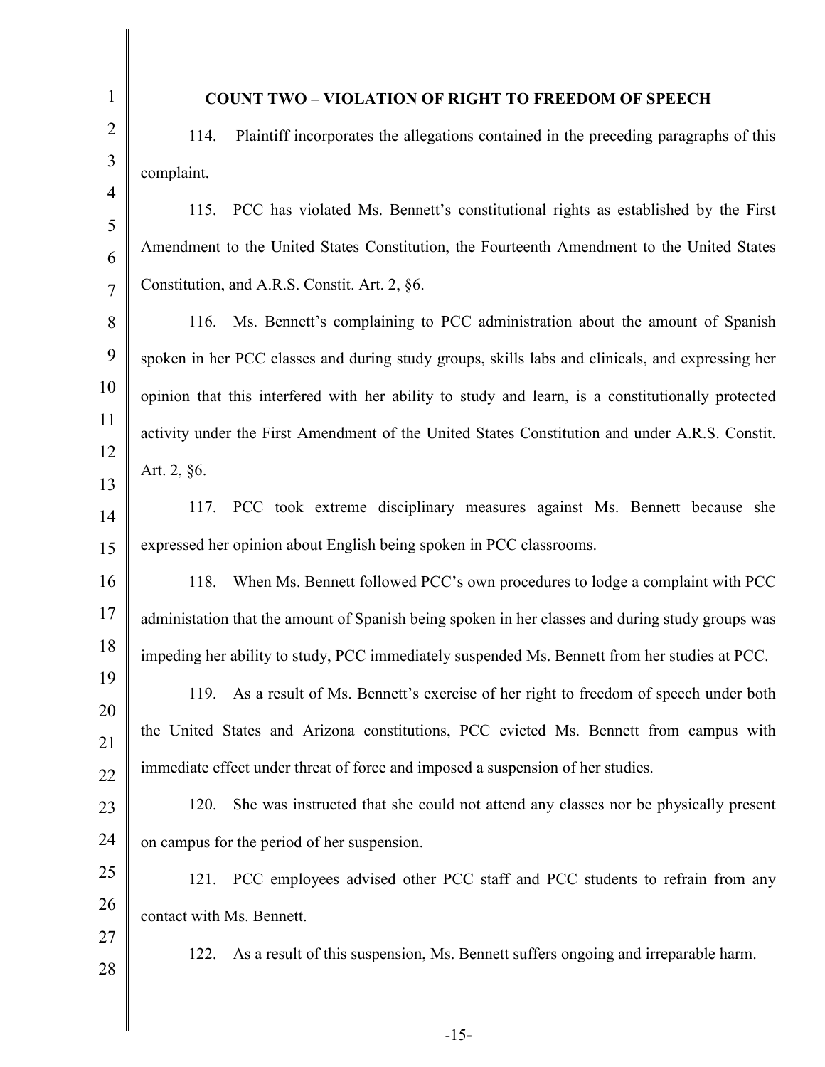**COUNT TWO – VIOLATION OF RIGHT TO FREEDOM OF SPEECH**

114. Plaintiff incorporates the allegations contained in the preceding paragraphs of this complaint.

115. PCC has violated Ms. Bennett's constitutional rights as established by the First Amendment to the United States Constitution, the Fourteenth Amendment to the United States Constitution, and A.R.S. Constit. Art. 2, §6.

116. Ms. Bennett's complaining to PCC administration about the amount of Spanish spoken in her PCC classes and during study groups, skills labs and clinicals, and expressing her opinion that this interfered with her ability to study and learn, is a constitutionally protected activity under the First Amendment of the United States Constitution and under A.R.S. Constit. Art. 2, §6.

117. PCC took extreme disciplinary measures against Ms. Bennett because she expressed her opinion about English being spoken in PCC classrooms.

118. When Ms. Bennett followed PCC's own procedures to lodge a complaint with PCC administation that the amount of Spanish being spoken in her classes and during study groups was impeding her ability to study, PCC immediately suspended Ms. Bennett from her studies at PCC.

119. As a result of Ms. Bennett's exercise of her right to freedom of speech under both the United States and Arizona constitutions, PCC evicted Ms. Bennett from campus with immediate effect under threat of force and imposed a suspension of her studies.

120. She was instructed that she could not attend any classes nor be physically present on campus for the period of her suspension.

121. PCC employees advised other PCC staff and PCC students to refrain from any contact with Ms. Bennett.

122. As a result of this suspension, Ms. Bennett suffers ongoing and irreparable harm.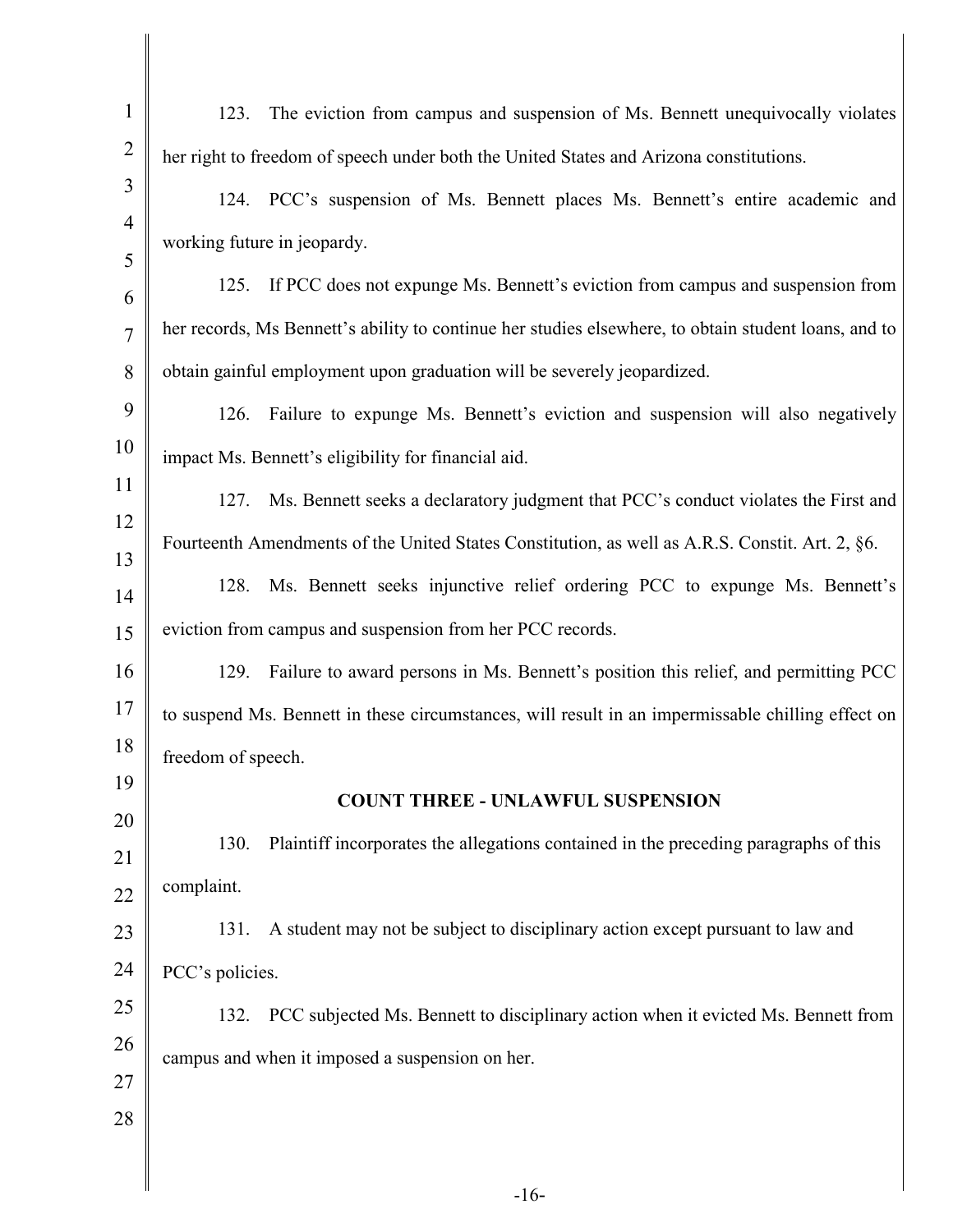123. The eviction from campus and suspension of Ms. Bennett unequivocally violates her right to freedom of speech under both the United States and Arizona constitutions.

124. PCC's suspension of Ms. Bennett places Ms. Bennett's entire academic and working future in jeopardy.

125. If PCC does not expunge Ms. Bennett's eviction from campus and suspension from her records, Ms Bennett's ability to continue her studies elsewhere, to obtain student loans, and to obtain gainful employment upon graduation will be severely jeopardized.

126. Failure to expunge Ms. Bennett's eviction and suspension will also negatively impact Ms. Bennett's eligibility for financial aid.

127. Ms. Bennett seeks a declaratory judgment that PCC's conduct violates the First and Fourteenth Amendments of the United States Constitution, as well as A.R.S. Constit. Art. 2, §6.

128. Ms. Bennett seeks injunctive relief ordering PCC to expunge Ms. Bennett's eviction from campus and suspension from her PCC records.

129. Failure to award persons in Ms. Bennett's position this relief, and permitting PCC to suspend Ms. Bennett in these circumstances, will result in an impermissable chilling effect on freedom of speech.

**COUNT THREE - UNLAWFUL SUSPENSION**

130. Plaintiff incorporates the allegations contained in the preceding paragraphs of this complaint.

131. A student may not be subject to disciplinary action except pursuant to law and PCC's policies.

132. PCC subjected Ms. Bennett to disciplinary action when it evicted Ms. Bennett from campus and when it imposed a suspension on her.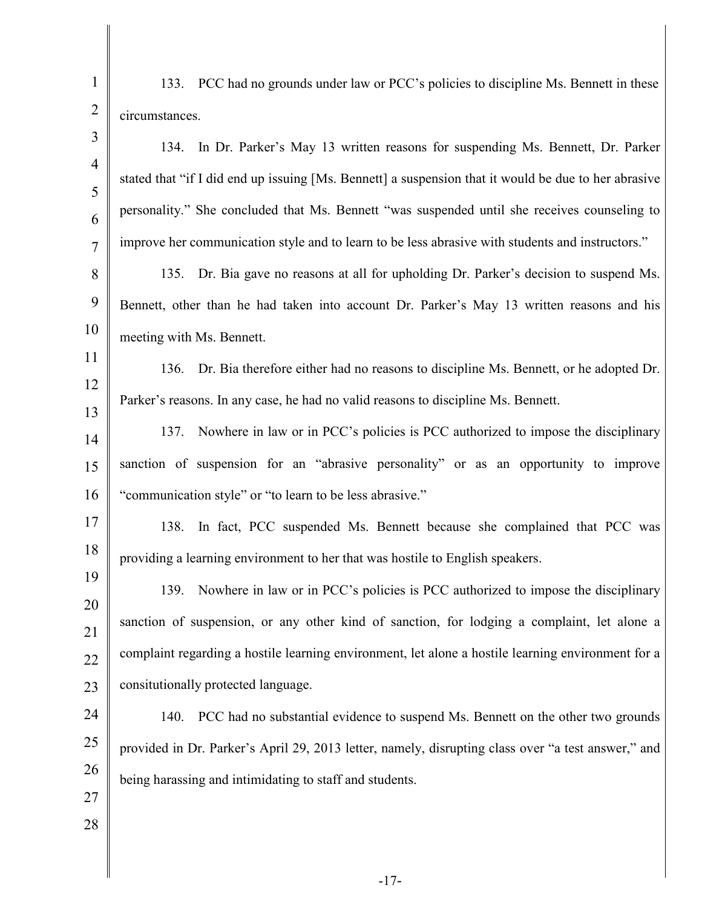133. PCC had no grounds under law or PCC's policies to discipline Ms. Bennett in these circumstances.

134. In Dr. Parker's May 13 written reasons for suspending Ms. Bennett, Dr. Parker stated that "if I did end up issuing [Ms. Bennett] a suspension that it would be due to her abrasive personality." She concluded that Ms. Bennett "was suspended until she receives counseling to improve her communication style and to learn to be less abrasive with students and instructors."

135. Dr. Bia gave no reasons at all for upholding Dr. Parker's decision to suspend Ms. Bennett, other than he had taken into account Dr. Parker's May 13 written reasons and his meeting with Ms. Bennett.

136. Dr. Bia therefore either had no reasons to discipline Ms. Bennett, or he adopted Dr. Parker's reasons. In any case, he had no valid reasons to discipline Ms. Bennett.

137. Nowhere in law or in PCC's policies is PCC authorized to impose the disciplinary sanction of suspension for an "abrasive personality" or as an opportunity to improve "communication style" or "to learn to be less abrasive."

138. In fact, PCC suspended Ms. Bennett because she complained that PCC was providing a learning environment to her that was hostile to English speakers.

139. Nowhere in law or in PCC's policies is PCC authorized to impose the disciplinary sanction of suspension, or any other kind of sanction, for lodging a complaint, let alone a complaint regarding a hostile learning environment, let alone a hostile learning environment for a consitutionally protected language.

140. PCC had no substantial evidence to suspend Ms. Bennett on the other two grounds provided in Dr. Parker's April 29, 2013 letter, namely, disrupting class over "a test answer," and being harassing and intimidating to staff and students.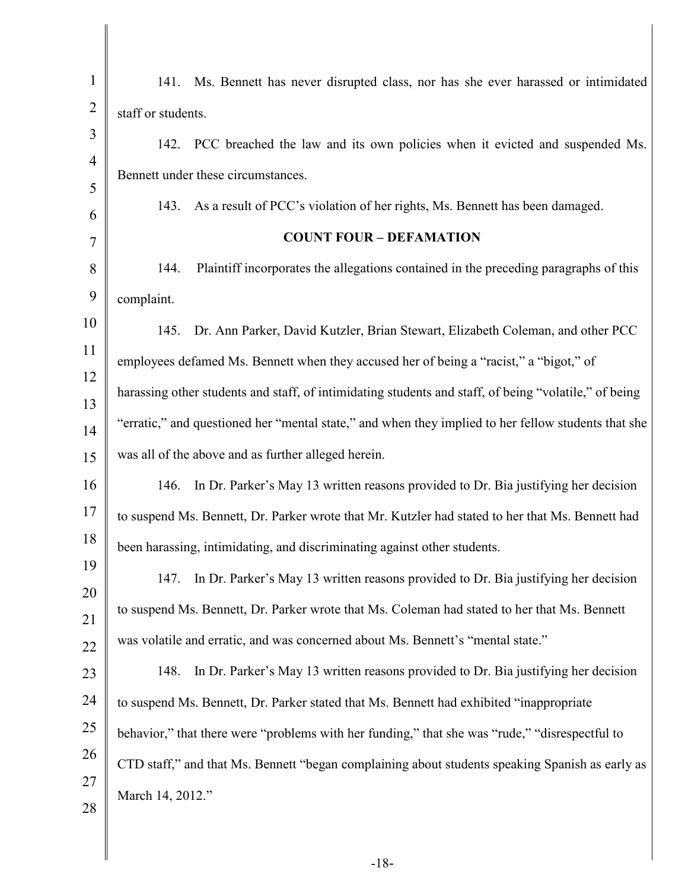141. Ms. Bennett has never disrupted class, nor has she ever harassed or intimidated staff or students.

142. PCC breached the law and its own policies when it evicted and suspended Ms. Bennett under these circumstances.

143. As a result of PCC's violation of her rights, Ms. Bennett has been damaged.

**COUNT FOUR – DEFAMATION**

144. Plaintiff incorporates the allegations contained in the preceding paragraphs of this complaint.

145. Dr. Ann Parker, David Kutzler, Brian Stewart, Elizabeth Coleman, and other PCC employees defamed Ms. Bennett when they accused her of being a "racist," a "bigot," of harassing other students and staff, of intimidating students and staff, of being "volatile," of being "erratic," and questioned her "mental state," and when they implied to her fellow students that she was all of the above and as further alleged herein.

146. In Dr. Parker's May 13 written reasons provided to Dr. Bia justifying her decision to suspend Ms. Bennett, Dr. Parker wrote that Mr. Kutzler had stated to her that Ms. Bennett had been harassing, intimidating, and discriminating against other students.

147. In Dr. Parker's May 13 written reasons provided to Dr. Bia justifying her decision to suspend Ms. Bennett, Dr. Parker wrote that Ms. Coleman had stated to her that Ms. Bennett was volatile and erratic, and was concerned about Ms. Bennett's "mental state."

148. In Dr. Parker's May 13 written reasons provided to Dr. Bia justifying her decision to suspend Ms. Bennett, Dr. Parker stated that Ms. Bennett had exhibited "inappropriate behavior," that there were "problems with her funding," that she was "rude," "disrespectful to CTD staff," and that Ms. Bennett "began complaining about students speaking Spanish as early as March 14, 2012."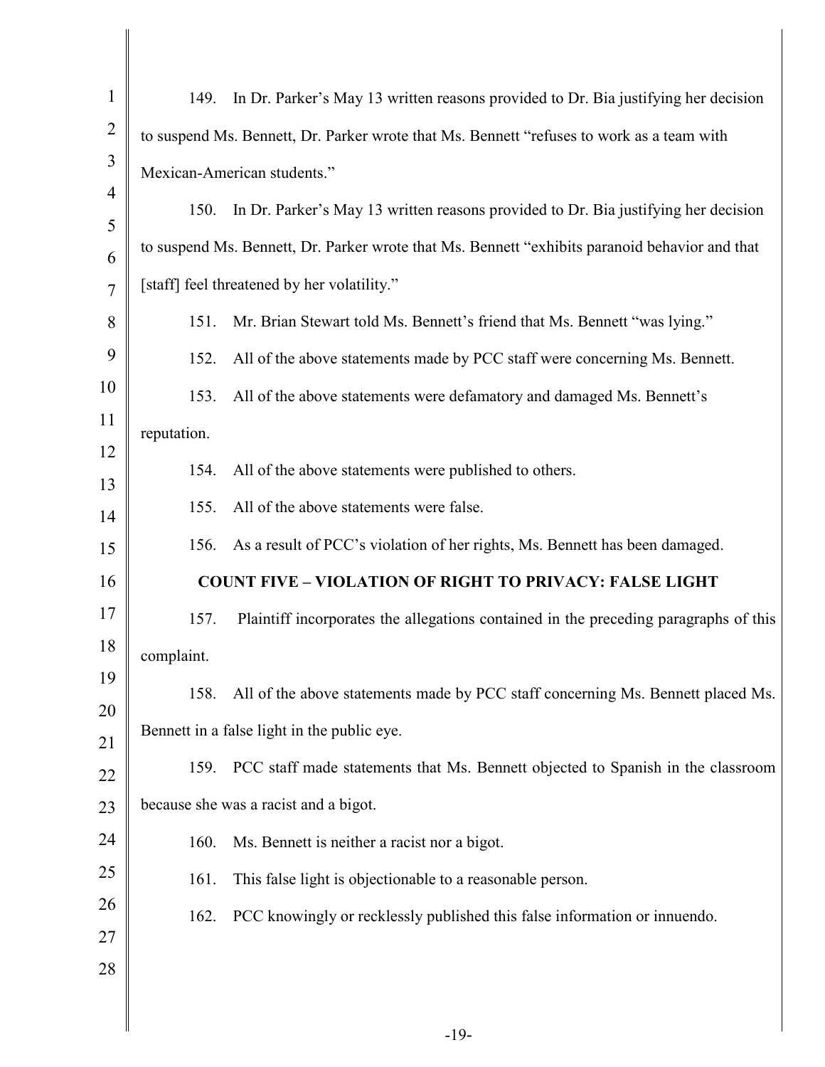149. In Dr. Parker's May 13 written reasons provided to Dr. Bia justifying her decision to suspend Ms. Bennett, Dr. Parker wrote that Ms. Bennett "refuses to work as a team with Mexican-American students."

150. In Dr. Parker's May 13 written reasons provided to Dr. Bia justifying her decision to suspend Ms. Bennett, Dr. Parker wrote that Ms. Bennett "exhibits paranoid behavior and that [staff] feel threatened by her volatility."

151. Mr. Brian Stewart told Ms. Bennett's friend that Ms. Bennett "was lying."

152. All of the above statements made by PCC staff were concerning Ms. Bennett.

153. All of the above statements were defamatory and damaged Ms. Bennett's reputation.

154. All of the above statements were published to others.

155. All of the above statements were false.

156. As a result of PCC's violation of her rights, Ms. Bennett has been damaged.

**COUNT FIVE – VIOLATION OF RIGHT TO PRIVACY: FALSE LIGHT**

157. Plaintiff incorporates the allegations contained in the preceding paragraphs of this complaint.

158. All of the above statements made by PCC staff concerning Ms. Bennett placed Ms. Bennett in a false light in the public eye.

159. PCC staff made statements that Ms. Bennett objected to Spanish in the classroom because she was a racist and a bigot.

160. Ms. Bennett is neither a racist nor a bigot.

161. This false light is objectionable to a reasonable person.

162. PCC knowingly or recklessly published this false information or innuendo.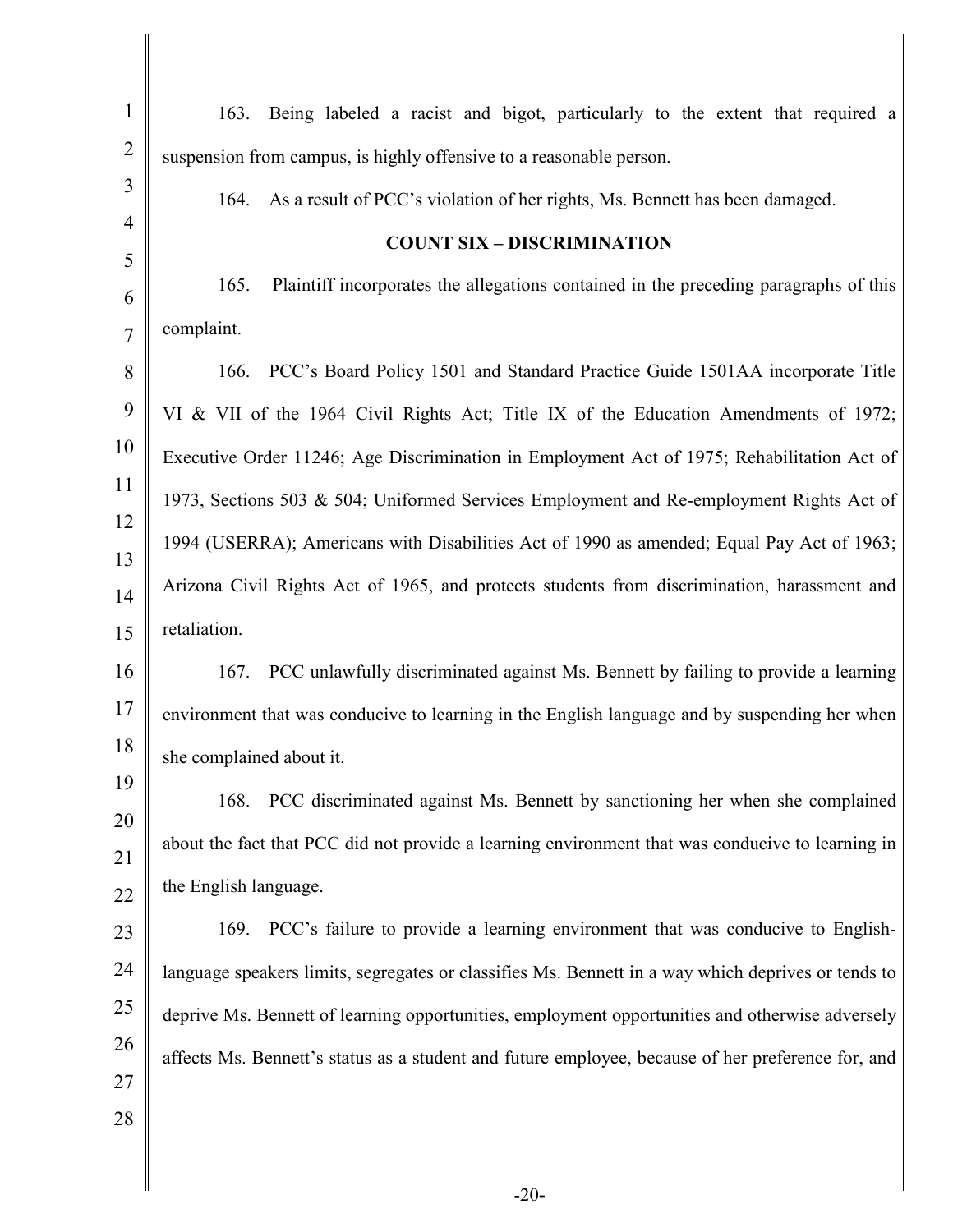163. Being labeled a racist and bigot, particularly to the extent that required a suspension from campus, is highly offensive to a reasonable person.

164. As a result of PCC's violation of her rights, Ms. Bennett has been damaged.

**COUNT SIX – DISCRIMINATION**

165. Plaintiff incorporates the allegations contained in the preceding paragraphs of this complaint.

166. PCC's Board Policy 1501 and Standard Practice Guide 1501AA incorporate Title VI & VII of the 1964 Civil Rights Act; Title IX of the Education Amendments of 1972; Executive Order 11246; Age Discrimination in Employment Act of 1975; Rehabilitation Act of 1973, Sections 503 & 504; Uniformed Services Employment and Re-employment Rights Act of 1994 (USERRA); Americans with Disabilities Act of 1990 as amended; Equal Pay Act of 1963; Arizona Civil Rights Act of 1965, and protects students from discrimination, harassment and retaliation.

167. PCC unlawfully discriminated against Ms. Bennett by failing to provide a learning environment that was conducive to learning in the English language and by suspending her when she complained about it.

168. PCC discriminated against Ms. Bennett by sanctioning her when she complained about the fact that PCC did not provide a learning environment that was conducive to learning in the English language.

169. PCC's failure to provide a learning environment that was conducive to English-language speakers limits, segregates or classifies Ms. Bennett in a way which deprives or tends to deprive Ms. Bennett of learning opportunities, employment opportunities and otherwise adversely affects Ms. Bennett's status as a student and future employee, because of her preference for, and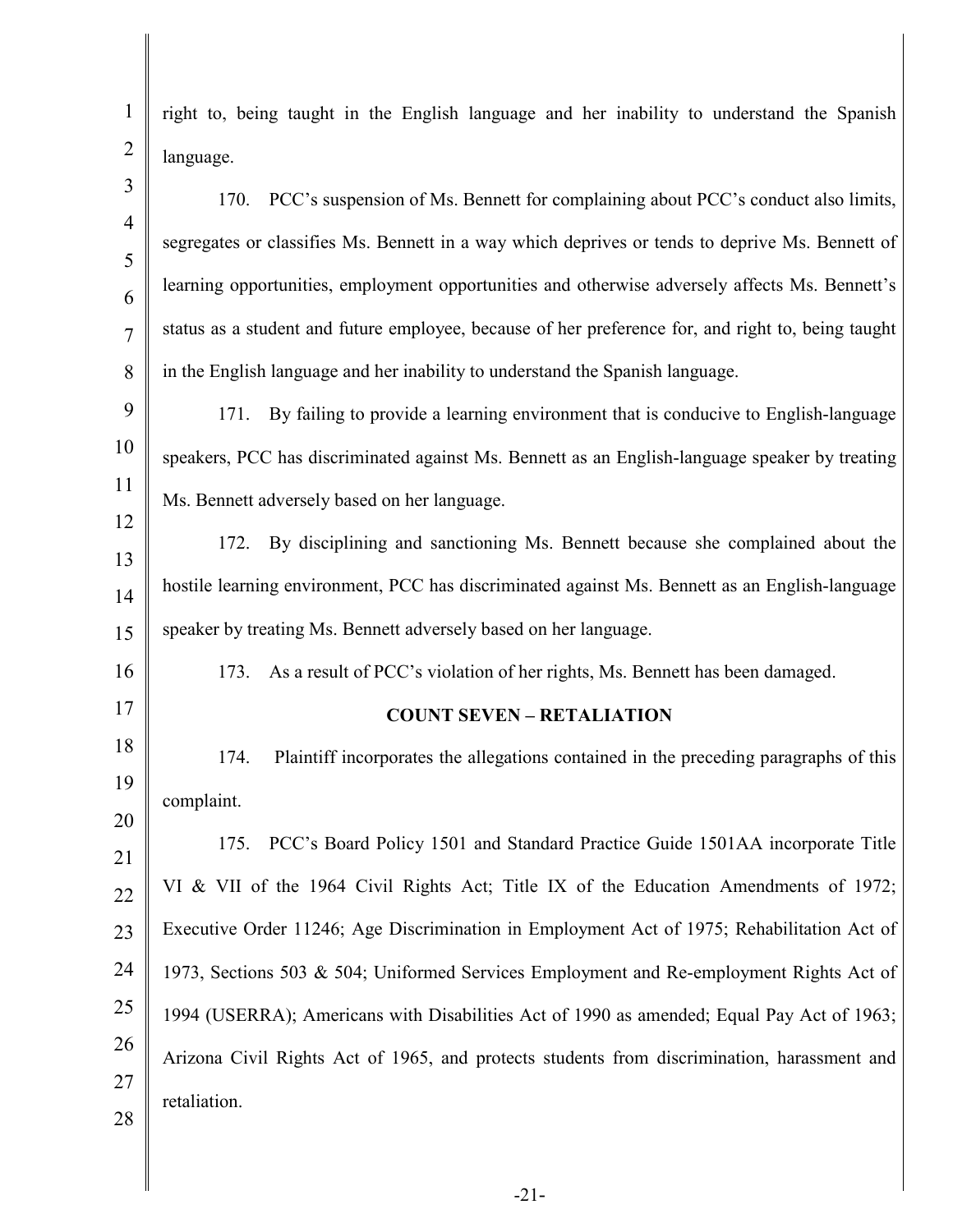right to, being taught in the English language and her inability to understand the Spanish language.

170. PCC's suspension of Ms. Bennett for complaining about PCC's conduct also limits, segregates or classifies Ms. Bennett in a way which deprives or tends to deprive Ms. Bennett of learning opportunities, employment opportunities and otherwise adversely affects Ms. Bennett's status as a student and future employee, because of her preference for, and right to, being taught in the English language and her inability to understand the Spanish language.

171. By failing to provide a learning environment that is conducive to English-language speakers, PCC has discriminated against Ms. Bennett as an English-language speaker by treating Ms. Bennett adversely based on her language.

172. By disciplining and sanctioning Ms. Bennett because she complained about the hostile learning environment, PCC has discriminated against Ms. Bennett as an English-language speaker by treating Ms. Bennett adversely based on her language.

173. As a result of PCC's violation of her rights, Ms. Bennett has been damaged.

**COUNT SEVEN – RETALIATION**

174. Plaintiff incorporates the allegations contained in the preceding paragraphs of this complaint.

175. PCC's Board Policy 1501 and Standard Practice Guide 1501AA incorporate Title VI & VII of the 1964 Civil Rights Act; Title IX of the Education Amendments of 1972; Executive Order 11246; Age Discrimination in Employment Act of 1975; Rehabilitation Act of 1973, Sections 503 & 504; Uniformed Services Employment and Re-employment Rights Act of 1994 (USERRA); Americans with Disabilities Act of 1990 as amended; Equal Pay Act of 1963; Arizona Civil Rights Act of 1965, and protects students from discrimination, harassment and retaliation.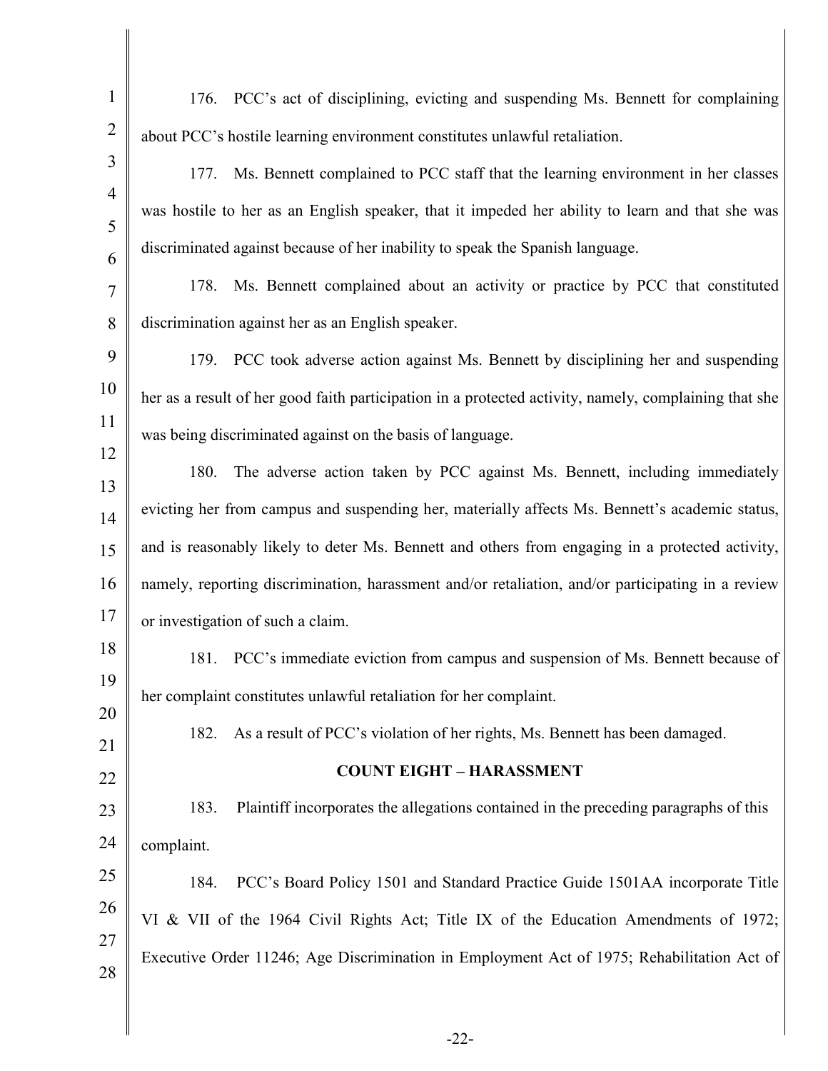176. PCC's act of disciplining, evicting and suspending Ms. Bennett for complaining about PCC's hostile learning environment constitutes unlawful retaliation.

177. Ms. Bennett complained to PCC staff that the learning environment in her classes was hostile to her as an English speaker, that it impeded her ability to learn and that she was discriminated against because of her inability to speak the Spanish language.

178. Ms. Bennett complained about an activity or practice by PCC that constituted discrimination against her as an English speaker.

179. PCC took adverse action against Ms. Bennett by disciplining her and suspending her as a result of her good faith participation in a protected activity, namely, complaining that she was being discriminated against on the basis of language.

180. The adverse action taken by PCC against Ms. Bennett, including immediately evicting her from campus and suspending her, materially affects Ms. Bennett's academic status, and is reasonably likely to deter Ms. Bennett and others from engaging in a protected activity, namely, reporting discrimination, harassment and/or retaliation, and/or participating in a review or investigation of such a claim.

181. PCC's immediate eviction from campus and suspension of Ms. Bennett because of her complaint constitutes unlawful retaliation for her complaint.

182. As a result of PCC's violation of her rights, Ms. Bennett has been damaged.

**COUNT EIGHT – HARASSMENT**

183. Plaintiff incorporates the allegations contained in the preceding paragraphs of this complaint.

184. PCC's Board Policy 1501 and Standard Practice Guide 1501AA incorporate Title VI & VII of the 1964 Civil Rights Act; Title IX of the Education Amendments of 1972; Executive Order 11246; Age Discrimination in Employment Act of 1975; Rehabilitation Act of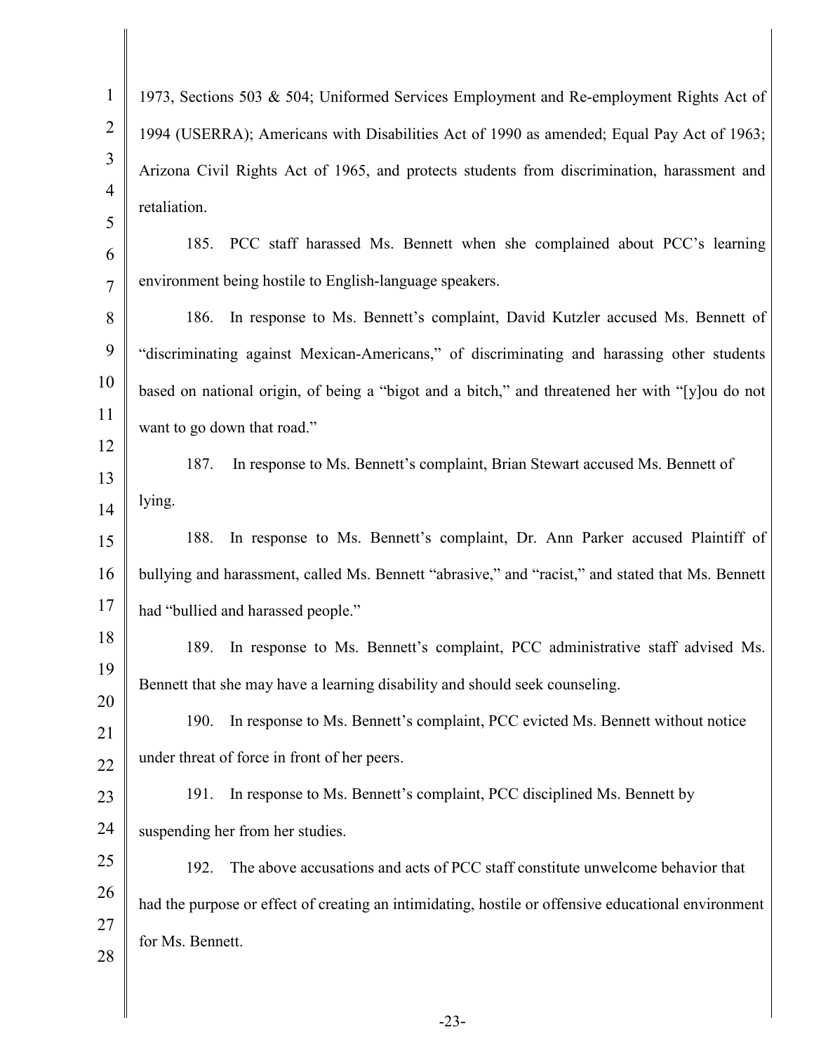1973, Sections 503 & 504; Uniformed Services Employment and Re-employment Rights Act of 1994 (USERRA); Americans with Disabilities Act of 1990 as amended; Equal Pay Act of 1963; Arizona Civil Rights Act of 1965, and protects students from discrimination, harassment and retaliation.

185. PCC staff harassed Ms. Bennett when she complained about PCC's learning environment being hostile to English-language speakers.

186. In response to Ms. Bennett's complaint, David Kutzler accused Ms. Bennett of "discriminating against Mexican-Americans," of discriminating and harassing other students based on national origin, of being a "bigot and a bitch," and threatened her with "[y]ou do not want to go down that road."

187. In response to Ms. Bennett's complaint, Brian Stewart accused Ms. Bennett of lying.

188. In response to Ms. Bennett's complaint, Dr. Ann Parker accused Plaintiff of bullying and harassment, called Ms. Bennett "abrasive," and "racist," and stated that Ms. Bennett had "bullied and harassed people."

189. In response to Ms. Bennett's complaint, PCC administrative staff advised Ms. Bennett that she may have a learning disability and should seek counseling.

190. In response to Ms. Bennett's complaint, PCC evicted Ms. Bennett without notice under threat of force in front of her peers.

191. In response to Ms. Bennett's complaint, PCC disciplined Ms. Bennett by suspending her from her studies.

192. The above accusations and acts of PCC staff constitute unwelcome behavior that had the purpose or effect of creating an intimidating, hostile or offensive educational environment for Ms. Bennett.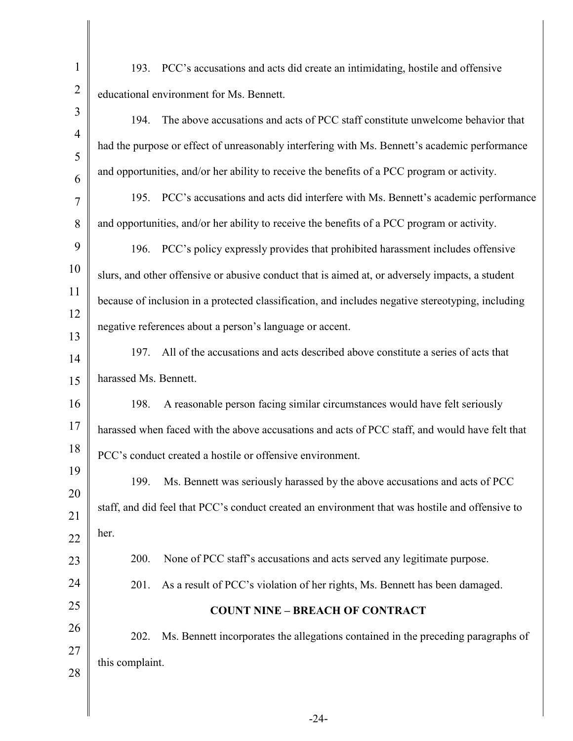193. PCC's accusations and acts did create an intimidating, hostile and offensive educational environment for Ms. Bennett.

194. The above accusations and acts of PCC staff constitute unwelcome behavior that had the purpose or effect of unreasonably interfering with Ms. Bennett's academic performance and opportunities, and/or her ability to receive the benefits of a PCC program or activity.

195. PCC's accusations and acts did interfere with Ms. Bennett's academic performance and opportunities, and/or her ability to receive the benefits of a PCC program or activity.

196. PCC's policy expressly provides that prohibited harassment includes offensive slurs, and other offensive or abusive conduct that is aimed at, or adversely impacts, a student because of inclusion in a protected classification, and includes negative stereotyping, including negative references about a person's language or accent.

197. All of the accusations and acts described above constitute a series of acts that harassed Ms. Bennett.

198. A reasonable person facing similar circumstances would have felt seriously harassed when faced with the above accusations and acts of PCC staff, and would have felt that PCC's conduct created a hostile or offensive environment.

199. Ms. Bennett was seriously harassed by the above accusations and acts of PCC staff, and did feel that PCC's conduct created an environment that was hostile and offensive to her.

200. None of PCC staff's accusations and acts served any legitimate purpose.

201. As a result of PCC's violation of her rights, Ms. Bennett has been damaged.

## COUNT NINE – BREACH OF CONTRACT

202. Ms. Bennett incorporates the allegations contained in the preceding paragraphs of this complaint.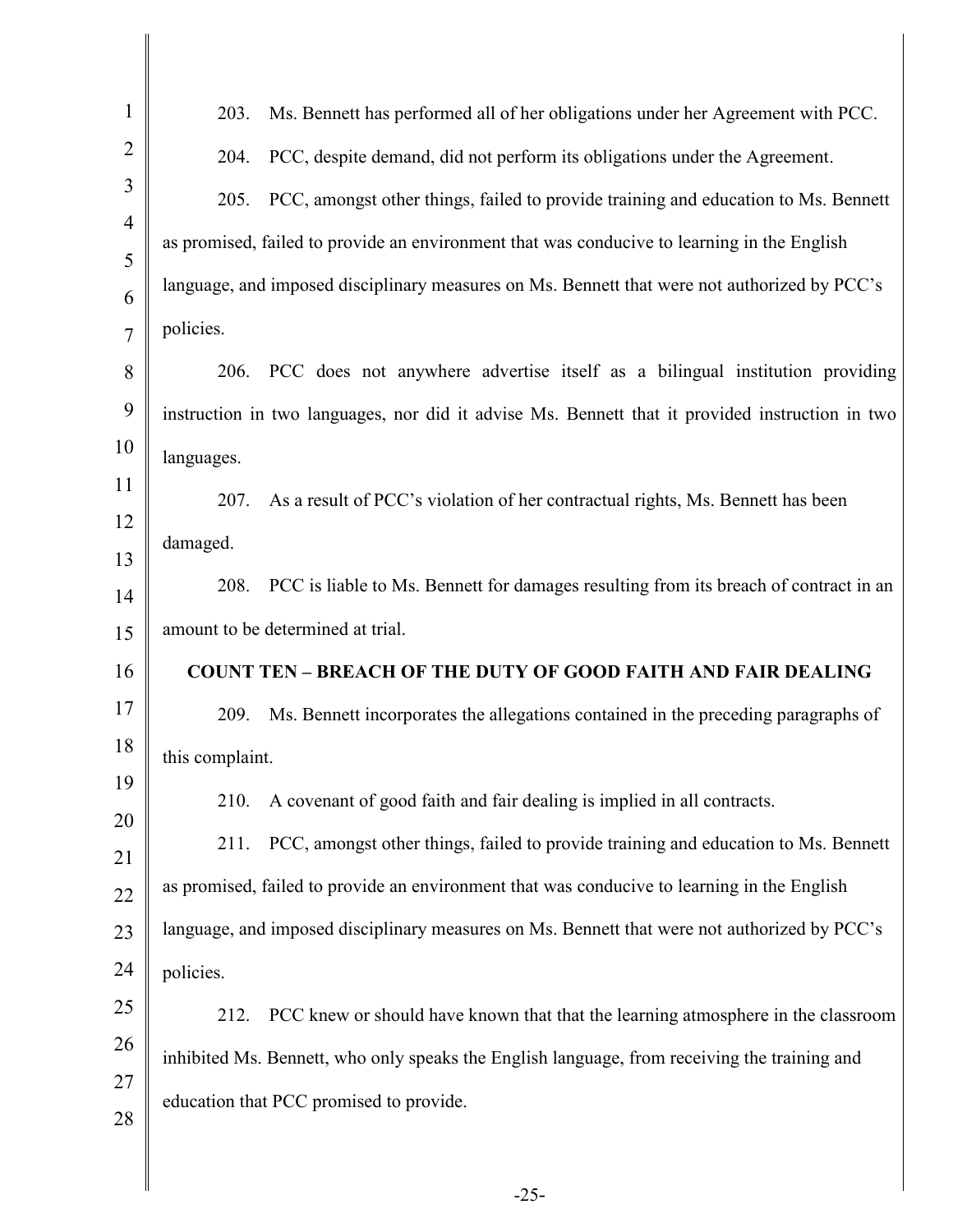203. Ms. Bennett has performed all of her obligations under her Agreement with PCC.

204. PCC, despite demand, did not perform its obligations under the Agreement.

205. PCC, amongst other things, failed to provide training and education to Ms. Bennett as promised, failed to provide an environment that was conducive to learning in the English language, and imposed disciplinary measures on Ms. Bennett that were not authorized by PCC's policies.

206. PCC does not anywhere advertise itself as a bilingual institution providing instruction in two languages, nor did it advise Ms. Bennett that it provided instruction in two languages.

207. As a result of PCC's violation of her contractual rights, Ms. Bennett has been damaged.

208. PCC is liable to Ms. Bennett for damages resulting from its breach of contract in an amount to be determined at trial.

**COUNT TEN – BREACH OF THE DUTY OF GOOD FAITH AND FAIR DEALING**

209. Ms. Bennett incorporates the allegations contained in the preceding paragraphs of this complaint.

210. A covenant of good faith and fair dealing is implied in all contracts.

211. PCC, amongst other things, failed to provide training and education to Ms. Bennett as promised, failed to provide an environment that was conducive to learning in the English language, and imposed disciplinary measures on Ms. Bennett that were not authorized by PCC's policies.

212. PCC knew or should have known that that the learning atmosphere in the classroom inhibited Ms. Bennett, who only speaks the English language, from receiving the training and education that PCC promised to provide.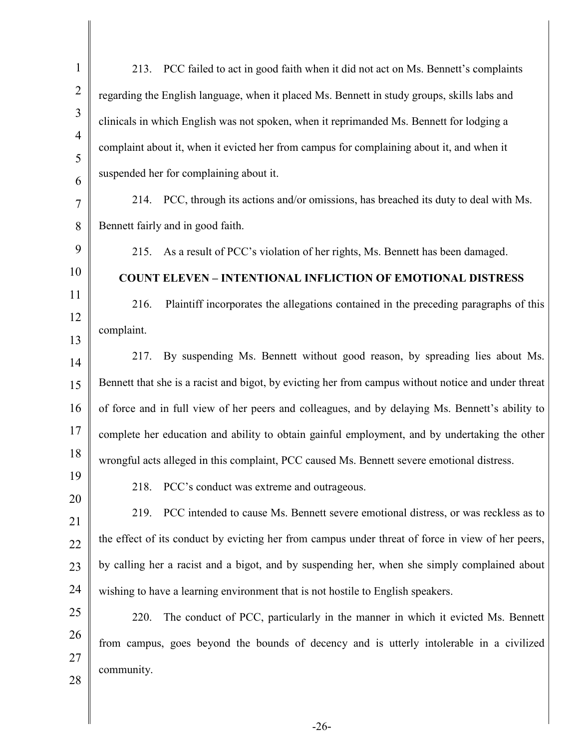213. PCC failed to act in good faith when it did not act on Ms. Bennett's complaints regarding the English language, when it placed Ms. Bennett in study groups, skills labs and clinicals in which English was not spoken, when it reprimanded Ms. Bennett for lodging a complaint about it, when it evicted her from campus for complaining about it, and when it suspended her for complaining about it.

214. PCC, through its actions and/or omissions, has breached its duty to deal with Ms. Bennett fairly and in good faith.

215. As a result of PCC's violation of her rights, Ms. Bennett has been damaged.

**COUNT ELEVEN – INTENTIONAL INFLICTION OF EMOTIONAL DISTRESS**

216. Plaintiff incorporates the allegations contained in the preceding paragraphs of this complaint.

217. By suspending Ms. Bennett without good reason, by spreading lies about Ms. Bennett that she is a racist and bigot, by evicting her from campus without notice and under threat of force and in full view of her peers and colleagues, and by delaying Ms. Bennett's ability to complete her education and ability to obtain gainful employment, and by undertaking the other wrongful acts alleged in this complaint, PCC caused Ms. Bennett severe emotional distress.

218. PCC's conduct was extreme and outrageous.

219. PCC intended to cause Ms. Bennett severe emotional distress, or was reckless as to the effect of its conduct by evicting her from campus under threat of force in view of her peers, by calling her a racist and a bigot, and by suspending her, when she simply complained about wishing to have a learning environment that is not hostile to English speakers.

220. The conduct of PCC, particularly in the manner in which it evicted Ms. Bennett from campus, goes beyond the bounds of decency and is utterly intolerable in a civilized community.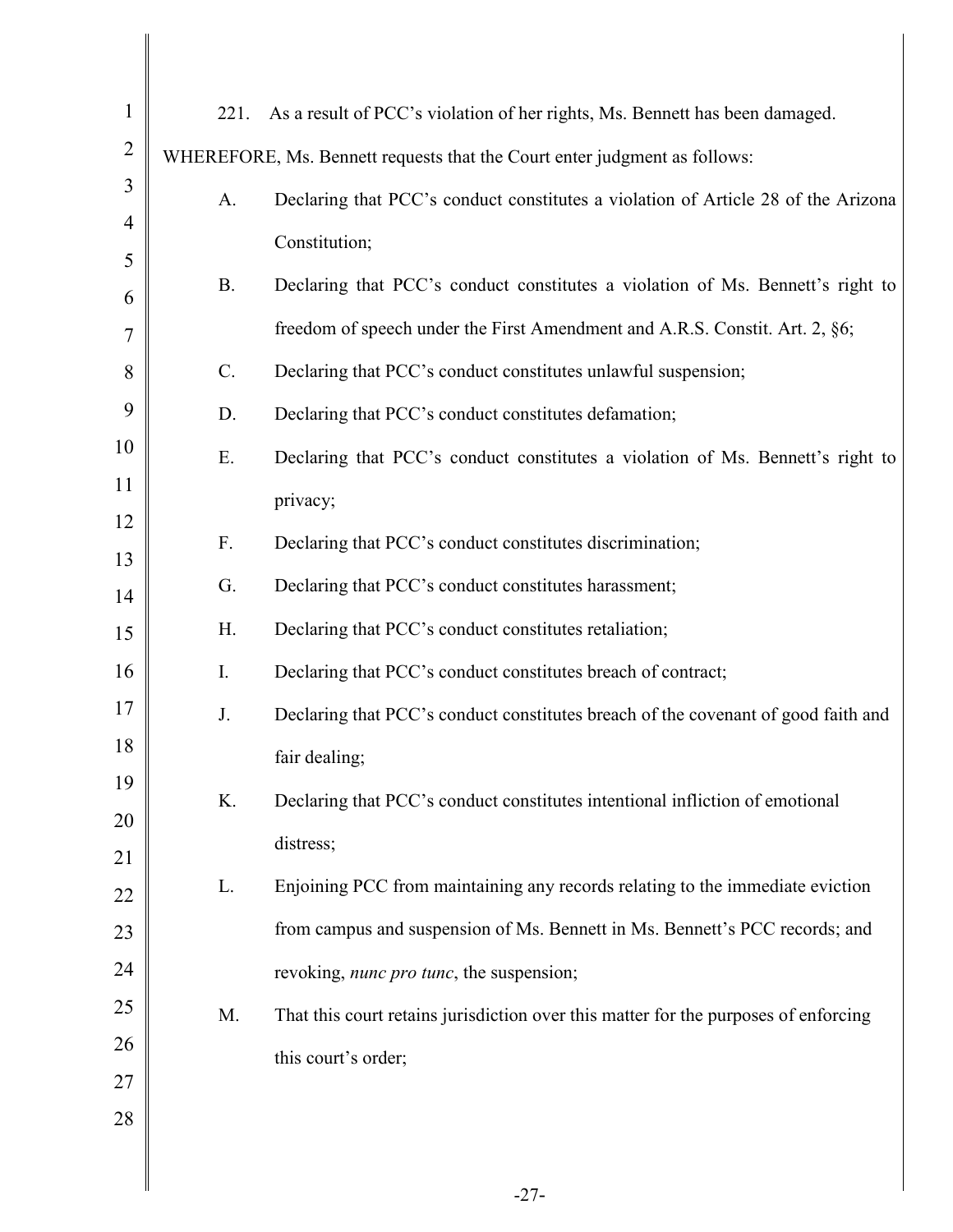221. As a result of PCC's violation of her rights, Ms. Bennett has been damaged.

WHEREFORE, Ms. Bennett requests that the Court enter judgment as follows:

A. Declaring that PCC's conduct constitutes a violation of Article 28 of the Arizona Constitution;

B. Declaring that PCC's conduct constitutes a violation of Ms. Bennett's right to freedom of speech under the First Amendment and A.R.S. Constit. Art. 2, §6;

C. Declaring that PCC's conduct constitutes unlawful suspension;

D. Declaring that PCC's conduct constitutes defamation;

E. Declaring that PCC's conduct constitutes a violation of Ms. Bennett's right to privacy;

F. Declaring that PCC's conduct constitutes discrimination;

G. Declaring that PCC's conduct constitutes harassment;

H. Declaring that PCC's conduct constitutes retaliation;

I. Declaring that PCC's conduct constitutes breach of contract;

J. Declaring that PCC's conduct constitutes breach of the covenant of good faith and fair dealing;

K. Declaring that PCC's conduct constitutes intentional infliction of emotional distress;

L. Enjoining PCC from maintaining any records relating to the immediate eviction from campus and suspension of Ms. Bennett in Ms. Bennett's PCC records; and revoking, *nunc pro tunc*, the suspension;

M. That this court retains jurisdiction over this matter for the purposes of enforcing this court's order;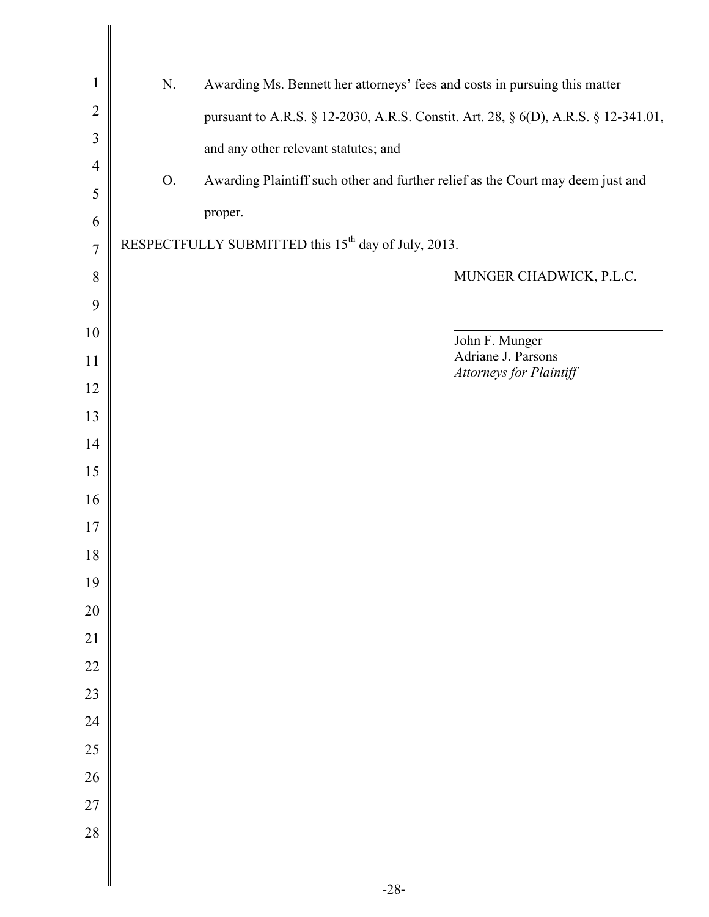N. Awarding Ms. Bennett her attorneys' fees and costs in pursuing this matter pursuant to A.R.S. § 12-2030, A.R.S. Constit. Art. 28, § 6(D), A.R.S. § 12-341.01, and any other relevant statutes; and

O. Awarding Plaintiff such other and further relief as the Court may deem just and proper.

RESPECTFULLY SUBMITTED this 15th day of July, 2013.

MUNGER CHADWICK, P.L.C.

______________________________

John F. Munger
Adriane J. Parsons
*Attorneys for Plaintiff*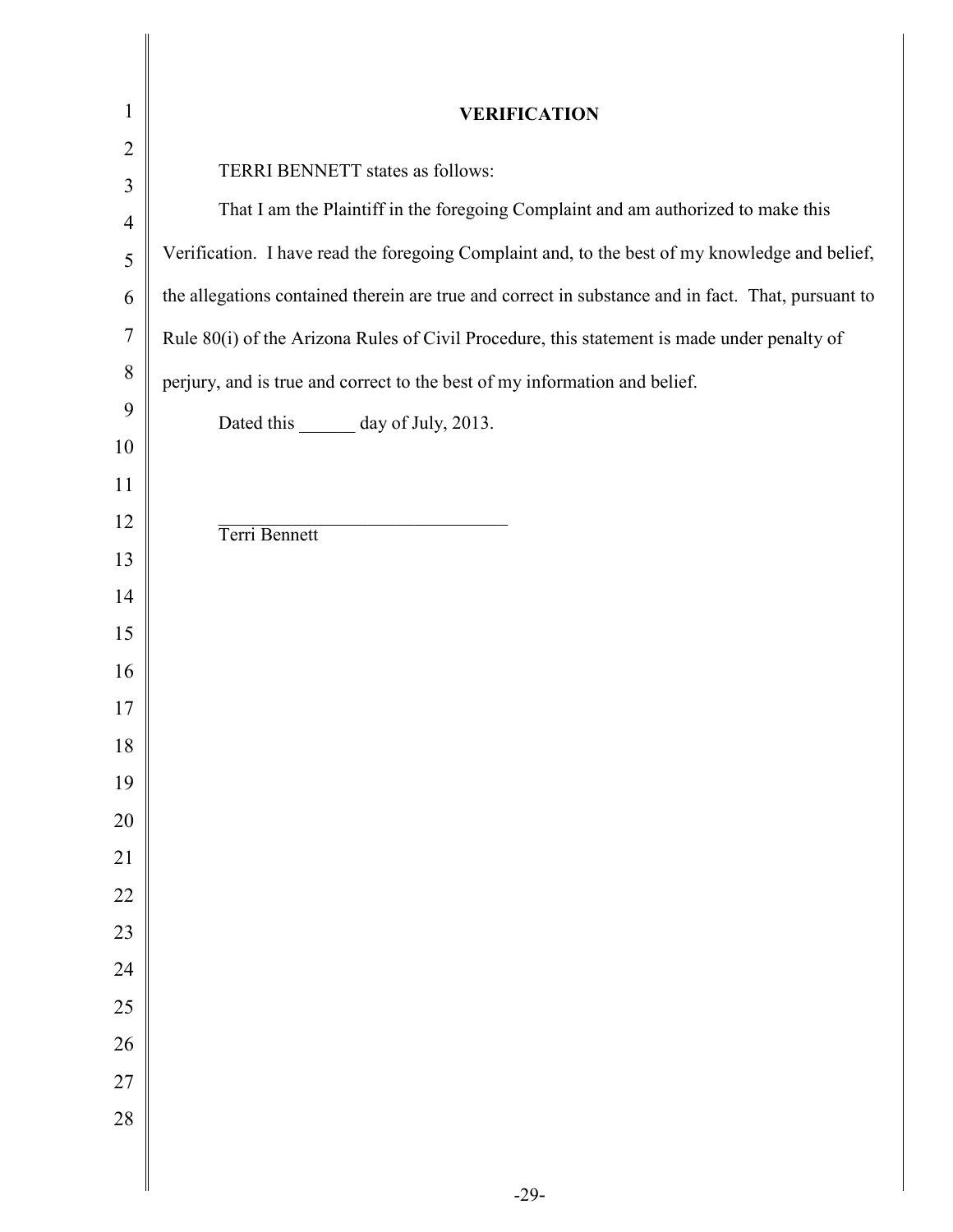**VERIFICATION**

TERRI BENNETT states as follows:

That I am the Plaintiff in the foregoing Complaint and am authorized to make this Verification. I have read the foregoing Complaint and, to the best of my knowledge and belief, the allegations contained therein are true and correct in substance and in fact. That, pursuant to Rule 80(i) of the Arizona Rules of Civil Procedure, this statement is made under penalty of perjury, and is true and correct to the best of my information and belief.

Dated this ______ day of July, 2013.

________________________________
Terri Bennett